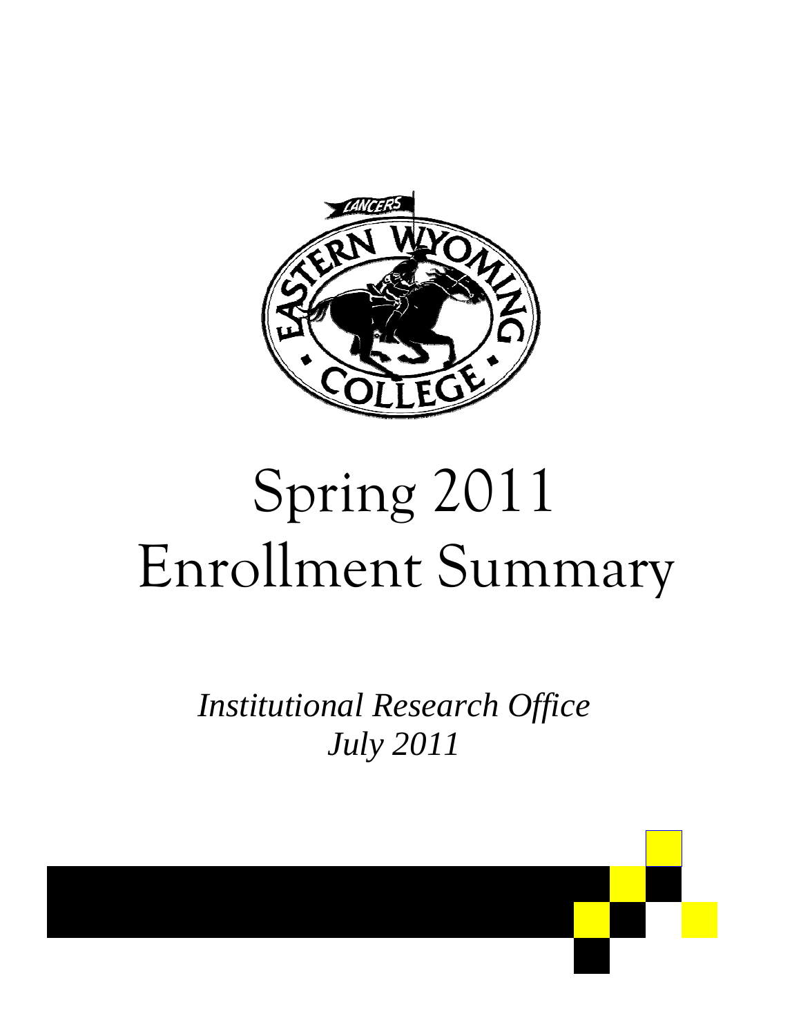# Spring 2011 Enrollment Summary

*Institutional Research Office*
*July 2011*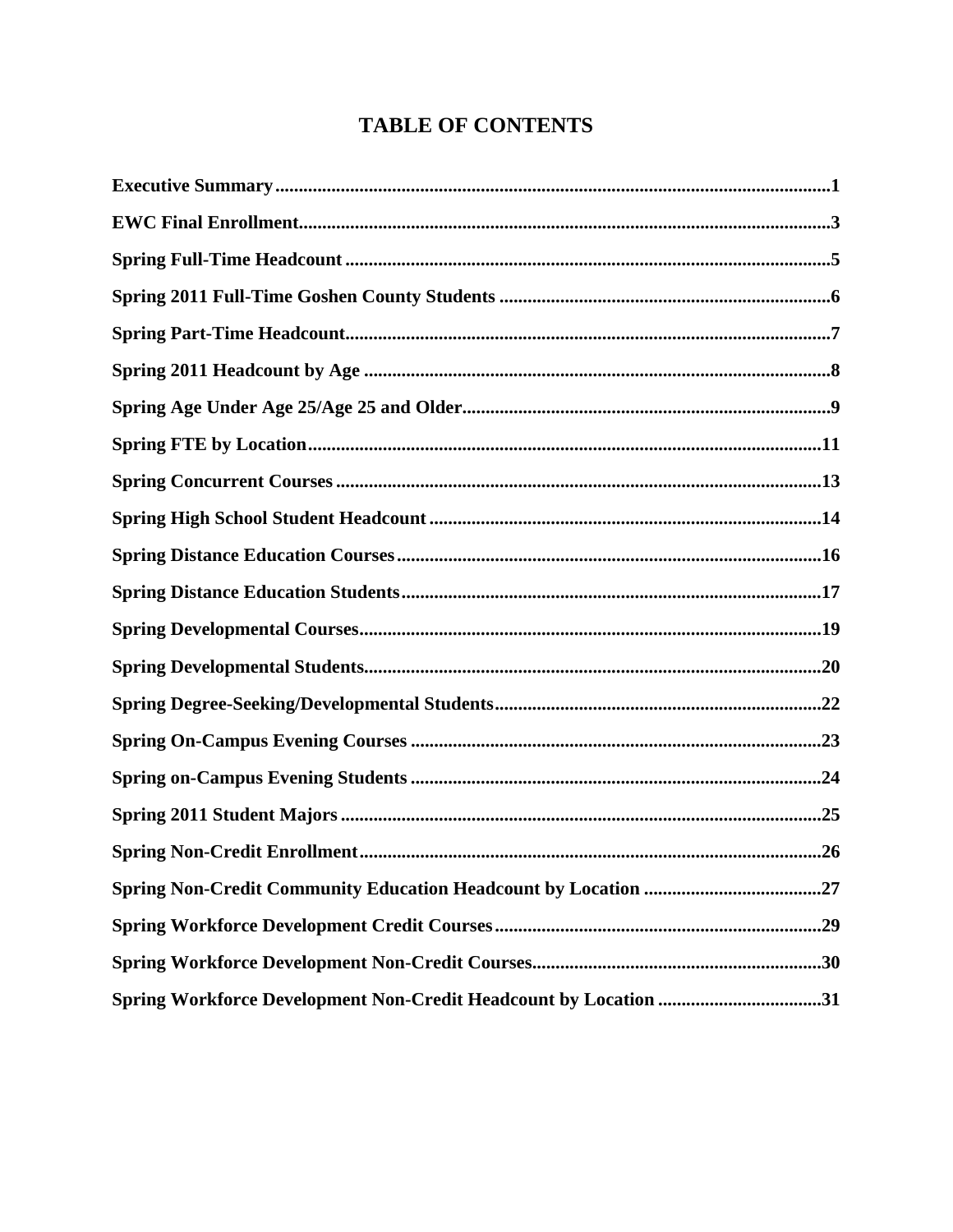# TABLE OF CONTENTS

**Executive Summary** ........ **1**

**EWC Final Enrollment** ........ **3**

**Spring Full-Time Headcount** ........ **5**

**Spring 2011 Full-Time Goshen County Students** ........ **6**

**Spring Part-Time Headcount** ........ **7**

**Spring 2011 Headcount by Age** ........ **8**

**Spring Age Under Age 25/Age 25 and Older** ........ **9**

**Spring FTE by Location** ........ **11**

**Spring Concurrent Courses** ........ **13**

**Spring High School Student Headcount** ........ **14**

**Spring Distance Education Courses** ........ **16**

**Spring Distance Education Students** ........ **17**

**Spring Developmental Courses** ........ **19**

**Spring Developmental Students** ........ **20**

**Spring Degree-Seeking/Developmental Students** ........ **22**

**Spring On-Campus Evening Courses** ........ **23**

**Spring on-Campus Evening Students** ........ **24**

**Spring 2011 Student Majors** ........ **25**

**Spring Non-Credit Enrollment** ........ **26**

**Spring Non-Credit Community Education Headcount by Location** ........ **27**

**Spring Workforce Development Credit Courses** ........ **29**

**Spring Workforce Development Non-Credit Courses** ........ **30**

**Spring Workforce Development Non-Credit Headcount by Location** ........ **31**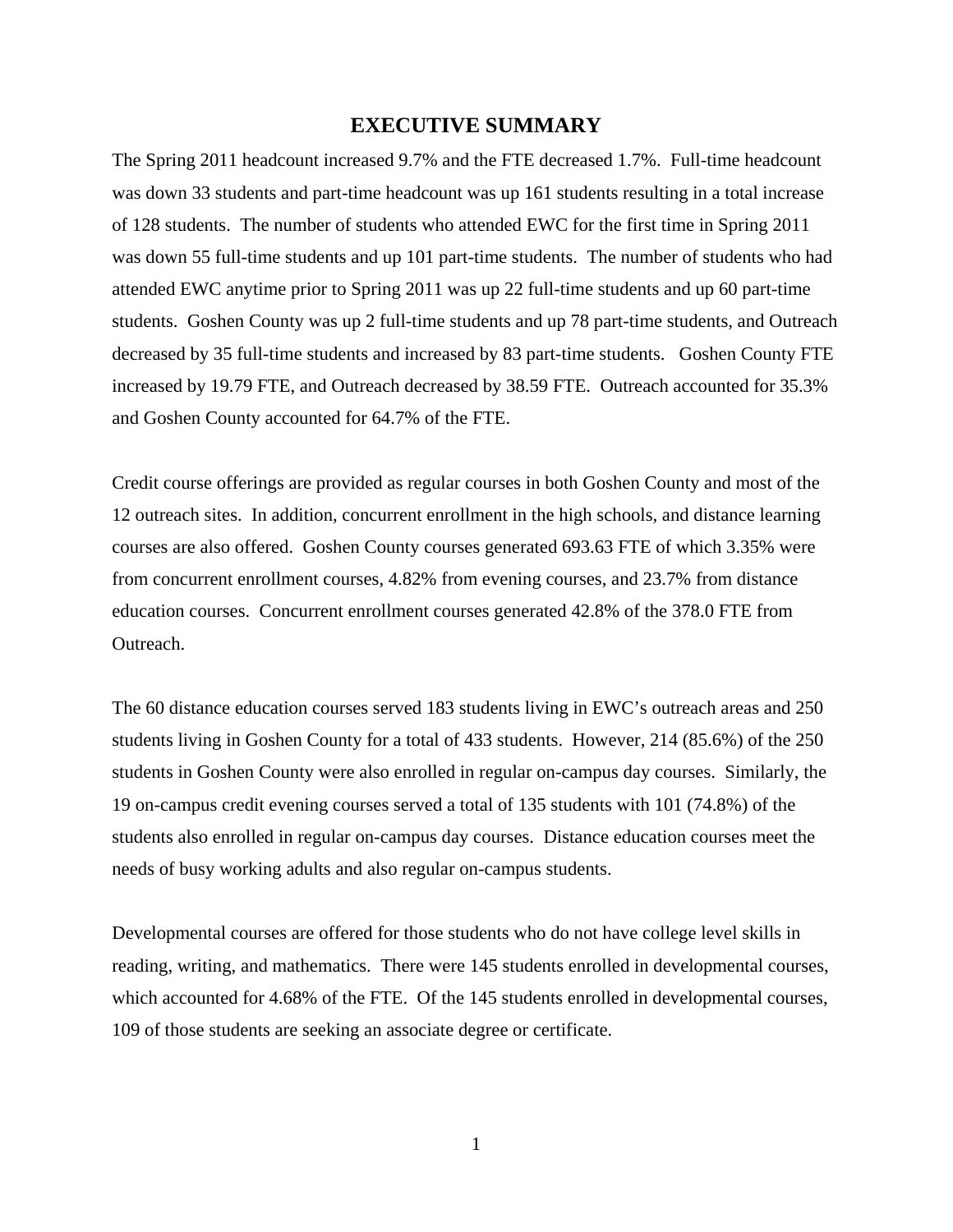# EXECUTIVE SUMMARY

The Spring 2011 headcount increased 9.7% and the FTE decreased 1.7%. Full-time headcount was down 33 students and part-time headcount was up 161 students resulting in a total increase of 128 students. The number of students who attended EWC for the first time in Spring 2011 was down 55 full-time students and up 101 part-time students. The number of students who had attended EWC anytime prior to Spring 2011 was up 22 full-time students and up 60 part-time students. Goshen County was up 2 full-time students and up 78 part-time students, and Outreach decreased by 35 full-time students and increased by 83 part-time students. Goshen County FTE increased by 19.79 FTE, and Outreach decreased by 38.59 FTE. Outreach accounted for 35.3% and Goshen County accounted for 64.7% of the FTE.

Credit course offerings are provided as regular courses in both Goshen County and most of the 12 outreach sites. In addition, concurrent enrollment in the high schools, and distance learning courses are also offered. Goshen County courses generated 693.63 FTE of which 3.35% were from concurrent enrollment courses, 4.82% from evening courses, and 23.7% from distance education courses. Concurrent enrollment courses generated 42.8% of the 378.0 FTE from Outreach.

The 60 distance education courses served 183 students living in EWC's outreach areas and 250 students living in Goshen County for a total of 433 students. However, 214 (85.6%) of the 250 students in Goshen County were also enrolled in regular on-campus day courses. Similarly, the 19 on-campus credit evening courses served a total of 135 students with 101 (74.8%) of the students also enrolled in regular on-campus day courses. Distance education courses meet the needs of busy working adults and also regular on-campus students.

Developmental courses are offered for those students who do not have college level skills in reading, writing, and mathematics. There were 145 students enrolled in developmental courses, which accounted for 4.68% of the FTE. Of the 145 students enrolled in developmental courses, 109 of those students are seeking an associate degree or certificate.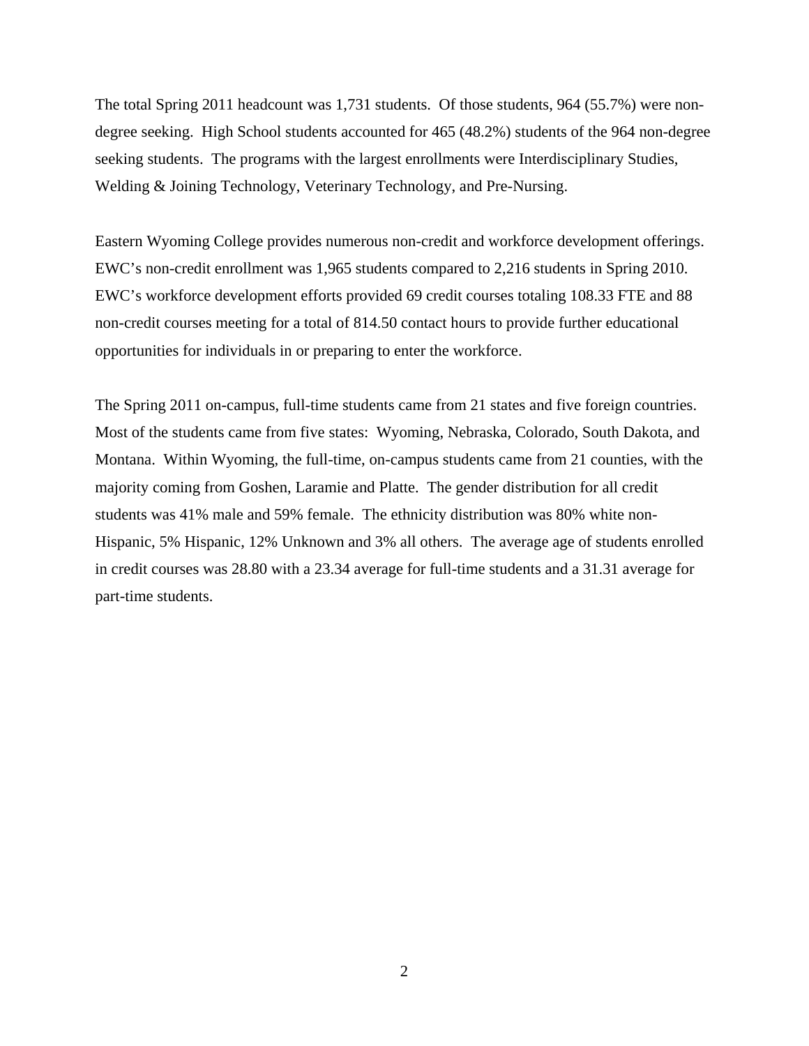The total Spring 2011 headcount was 1,731 students. Of those students, 964 (55.7%) were non-degree seeking. High School students accounted for 465 (48.2%) students of the 964 non-degree seeking students. The programs with the largest enrollments were Interdisciplinary Studies, Welding & Joining Technology, Veterinary Technology, and Pre-Nursing.

Eastern Wyoming College provides numerous non-credit and workforce development offerings. EWC's non-credit enrollment was 1,965 students compared to 2,216 students in Spring 2010. EWC's workforce development efforts provided 69 credit courses totaling 108.33 FTE and 88 non-credit courses meeting for a total of 814.50 contact hours to provide further educational opportunities for individuals in or preparing to enter the workforce.

The Spring 2011 on-campus, full-time students came from 21 states and five foreign countries. Most of the students came from five states: Wyoming, Nebraska, Colorado, South Dakota, and Montana. Within Wyoming, the full-time, on-campus students came from 21 counties, with the majority coming from Goshen, Laramie and Platte. The gender distribution for all credit students was 41% male and 59% female. The ethnicity distribution was 80% white non-Hispanic, 5% Hispanic, 12% Unknown and 3% all others. The average age of students enrolled in credit courses was 28.80 with a 23.34 average for full-time students and a 31.31 average for part-time students.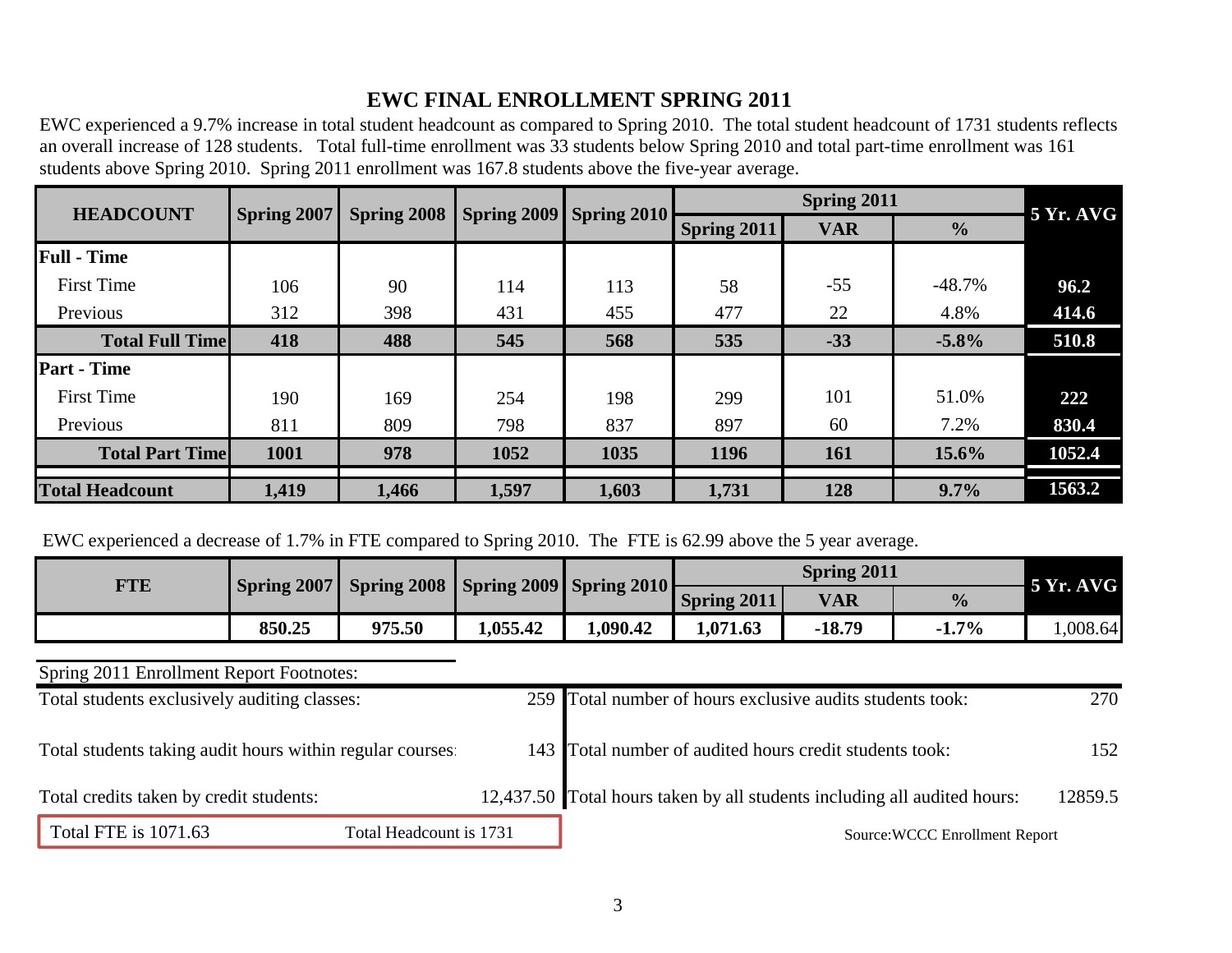# EWC FINAL ENROLLMENT SPRING 2011

EWC experienced a 9.7% increase in total student headcount as compared to Spring 2010. The total student headcount of 1731 students reflects an overall increase of 128 students. Total full-time enrollment was 33 students below Spring 2010 and total part-time enrollment was 161 students above Spring 2010. Spring 2011 enrollment was 167.8 students above the five-year average.

| HEADCOUNT | Spring 2007 | Spring 2008 | Spring 2009 | Spring 2010 | Spring 2011 | | | 5 Yr. AVG |
|---|---|---|---|---|---|---|---|---|
| | | | | | Spring 2011 | VAR | % | |
| **Full - Time** | | | | | | | | |
| First Time | 106 | 90 | 114 | 113 | 58 | -55 | -48.7% | **96.2** |
| Previous | 312 | 398 | 431 | 455 | 477 | 22 | 4.8% | **414.6** |
| **Total Full Time** | **418** | **488** | **545** | **568** | **535** | **-33** | **-5.8%** | **510.8** |
| **Part - Time** | | | | | | | | |
| First Time | 190 | 169 | 254 | 198 | 299 | 101 | 51.0% | **222** |
| Previous | 811 | 809 | 798 | 837 | 897 | 60 | 7.2% | **830.4** |
| **Total Part Time** | **1001** | **978** | **1052** | **1035** | **1196** | **161** | **15.6%** | **1052.4** |
| **Total Headcount** | **1,419** | **1,466** | **1,597** | **1,603** | **1,731** | **128** | **9.7%** | **1563.2** |

EWC experienced a decrease of 1.7% in FTE compared to Spring 2010. The FTE is 62.99 above the 5 year average.

| FTE | Spring 2007 | Spring 2008 | Spring 2009 | Spring 2010 | Spring 2011 | | | 5 Yr. AVG |
|---|---|---|---|---|---|---|---|---|
| | | | | | Spring 2011 | VAR | % | |
| | **850.25** | **975.50** | **1,055.42** | **1,090.42** | **1,071.63** | **-18.79** | **-1.7%** | 1,008.64 |

Spring 2011 Enrollment Report Footnotes:

| | | | |
|---|---|---|---|
| Total students exclusively auditing classes: | 259 | Total number of hours exclusive audits students took: | 270 |
| Total students taking audit hours within regular courses: | 143 | Total number of audited hours credit students took: | 152 |
| Total credits taken by credit students: | 12,437.50 | Total hours taken by all students including all audited hours: | 12859.5 |

Total FTE is 1071.63 Total Headcount is 1731

Source:WCCC Enrollment Report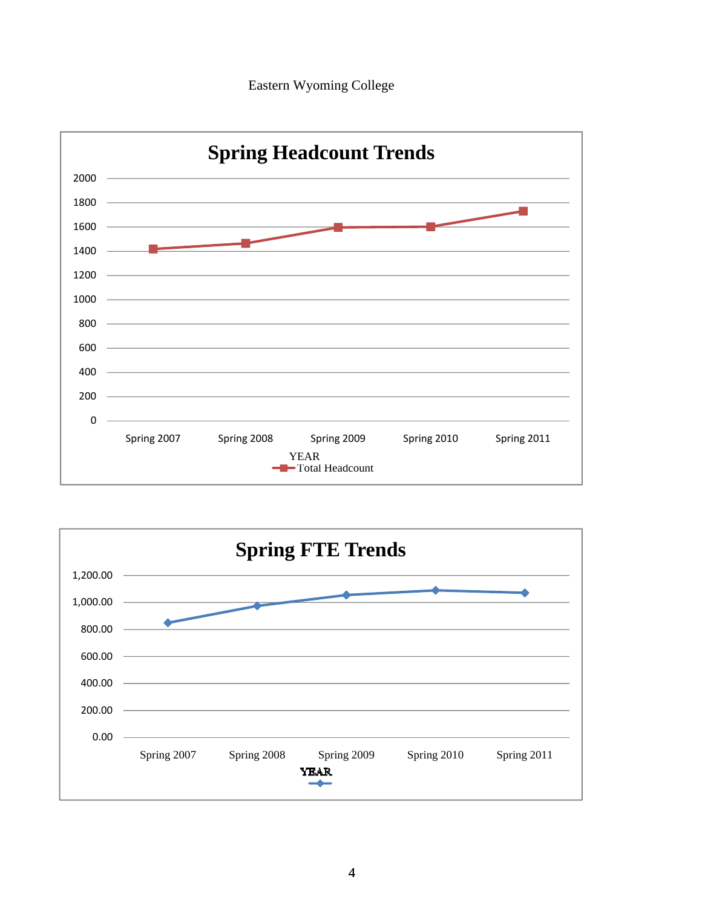Eastern Wyoming College

## Spring Headcount Trends

| YEAR | Total Headcount |
|---|---|
| Spring 2007 | |
| Spring 2008 | |
| Spring 2009 | |
| Spring 2010 | |
| Spring 2011 | |

## Spring FTE Trends

| YEAR | |
|---|---|
| Spring 2007 | |
| Spring 2008 | |
| Spring 2009 | |
| Spring 2010 | |
| Spring 2011 | |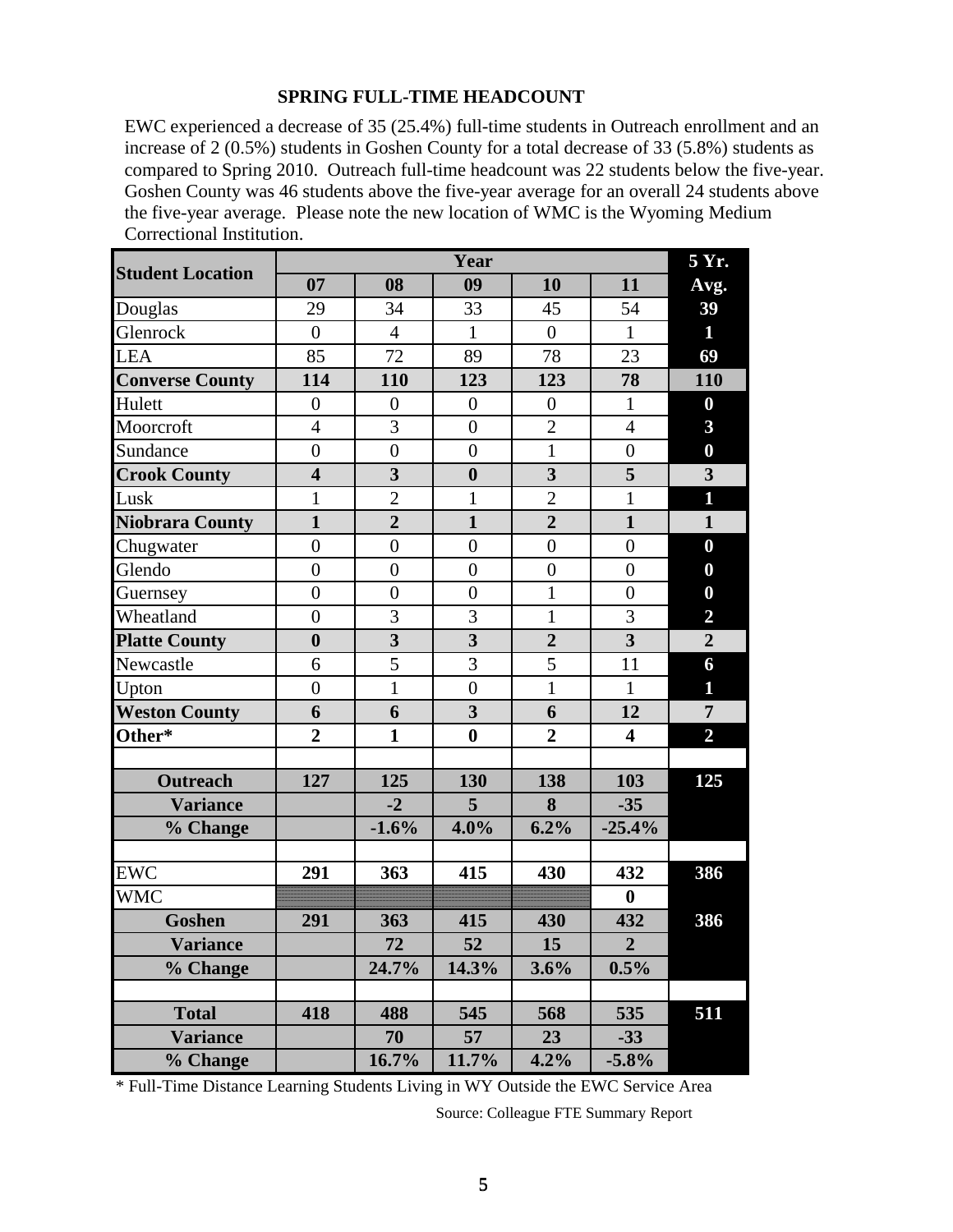## SPRING FULL-TIME HEADCOUNT

EWC experienced a decrease of 35 (25.4%) full-time students in Outreach enrollment and an increase of 2 (0.5%) students in Goshen County for a total decrease of 33 (5.8%) students as compared to Spring 2010. Outreach full-time headcount was 22 students below the five-year. Goshen County was 46 students above the five-year average for an overall 24 students above the five-year average. Please note the new location of WMC is the Wyoming Medium Correctional Institution.

| Student Location | Year | | | | | 5 Yr. |
|---|---|---|---|---|---|---|
| | 07 | 08 | 09 | 10 | 11 | Avg. |
| Douglas | 29 | 34 | 33 | 45 | 54 | **39** |
| Glenrock | 0 | 4 | 1 | 0 | 1 | **1** |
| LEA | 85 | 72 | 89 | 78 | 23 | **69** |
| **Converse County** | **114** | **110** | **123** | **123** | **78** | **110** |
| Hulett | 0 | 0 | 0 | 0 | 1 | **0** |
| Moorcroft | 4 | 3 | 0 | 2 | 4 | **3** |
| Sundance | 0 | 0 | 0 | 1 | 0 | **0** |
| **Crook County** | **4** | **3** | **0** | **3** | **5** | **3** |
| Lusk | 1 | 2 | 1 | 2 | 1 | **1** |
| **Niobrara County** | **1** | **2** | **1** | **2** | **1** | **1** |
| Chugwater | 0 | 0 | 0 | 0 | 0 | **0** |
| Glendo | 0 | 0 | 0 | 0 | 0 | **0** |
| Guernsey | 0 | 0 | 0 | 1 | 0 | **0** |
| Wheatland | 0 | 3 | 3 | 1 | 3 | **2** |
| **Platte County** | **0** | **3** | **3** | **2** | **3** | **2** |
| Newcastle | 6 | 5 | 3 | 5 | 11 | **6** |
| Upton | 0 | 1 | 0 | 1 | 1 | **1** |
| **Weston County** | **6** | **6** | **3** | **6** | **12** | **7** |
| **Other*** | **2** | **1** | **0** | **2** | **4** | **2** |
| | | | | | | |
| **Outreach** | **127** | **125** | **130** | **138** | **103** | **125** |
| **Variance** | | **-2** | **5** | **8** | **-35** | |
| **% Change** | | **-1.6%** | **4.0%** | **6.2%** | **-25.4%** | |
| | | | | | | |
| EWC | **291** | **363** | **415** | **430** | **432** | **386** |
| WMC | | | | | **0** | |
| **Goshen** | **291** | **363** | **415** | **430** | **432** | **386** |
| **Variance** | | **72** | **52** | **15** | **2** | |
| **% Change** | | **24.7%** | **14.3%** | **3.6%** | **0.5%** | |
| | | | | | | |
| **Total** | **418** | **488** | **545** | **568** | **535** | **511** |
| **Variance** | | **70** | **57** | **23** | **-33** | |
| **% Change** | | **16.7%** | **11.7%** | **4.2%** | **-5.8%** | |

* Full-Time Distance Learning Students Living in WY Outside the EWC Service Area

Source: Colleague FTE Summary Report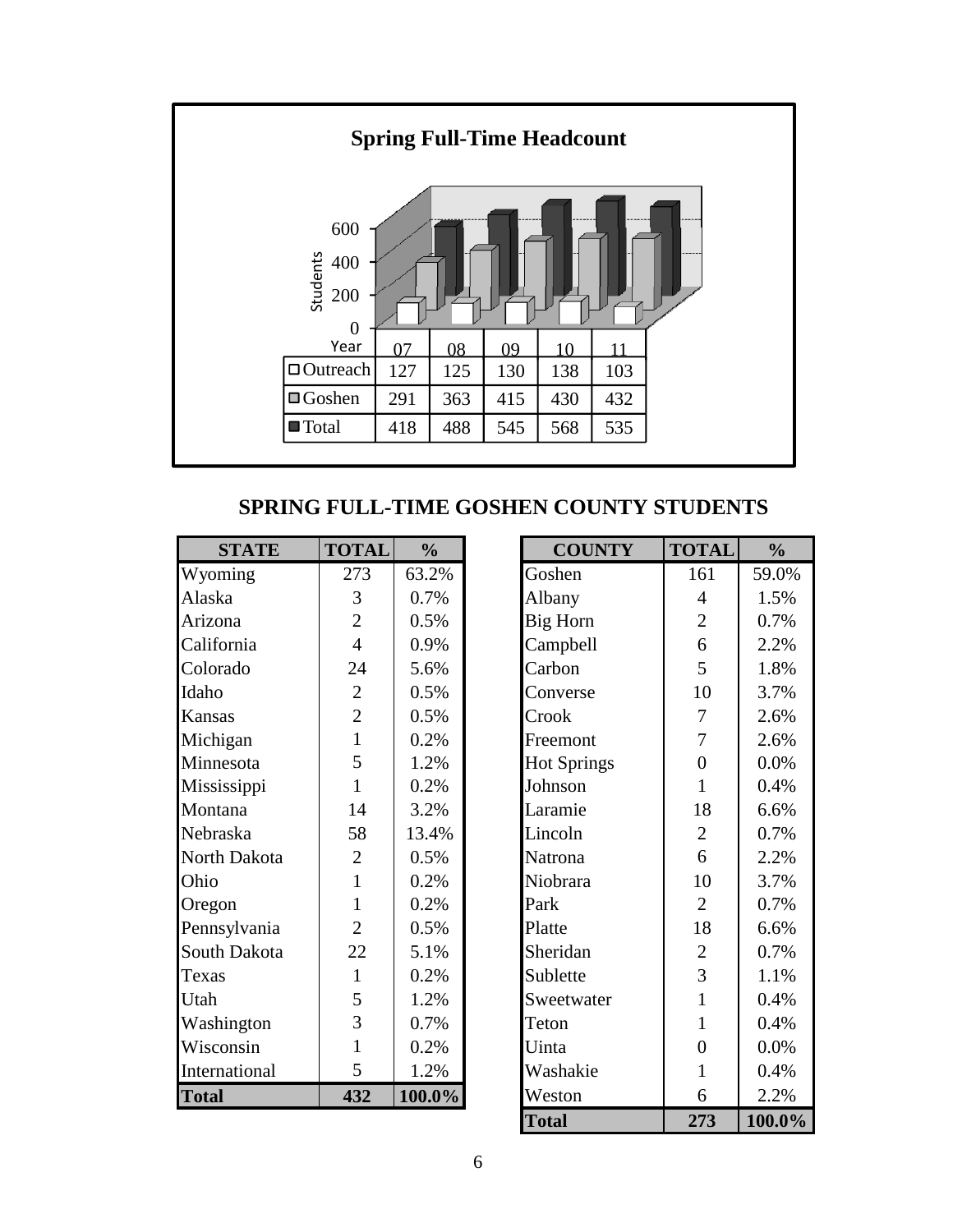## Spring Full-Time Headcount

| Year | 07 | 08 | 09 | 10 | 11 |
|---|---|---|---|---|---|
| Outreach | 127 | 125 | 130 | 138 | 103 |
| Goshen | 291 | 363 | 415 | 430 | 432 |
| Total | 418 | 488 | 545 | 568 | 535 |

## SPRING FULL-TIME GOSHEN COUNTY STUDENTS

| STATE | TOTAL | % |
|---|---|---|
| Wyoming | 273 | 63.2% |
| Alaska | 3 | 0.7% |
| Arizona | 2 | 0.5% |
| California | 4 | 0.9% |
| Colorado | 24 | 5.6% |
| Idaho | 2 | 0.5% |
| Kansas | 2 | 0.5% |
| Michigan | 1 | 0.2% |
| Minnesota | 5 | 1.2% |
| Mississippi | 1 | 0.2% |
| Montana | 14 | 3.2% |
| Nebraska | 58 | 13.4% |
| North Dakota | 2 | 0.5% |
| Ohio | 1 | 0.2% |
| Oregon | 1 | 0.2% |
| Pennsylvania | 2 | 0.5% |
| South Dakota | 22 | 5.1% |
| Texas | 1 | 0.2% |
| Utah | 5 | 1.2% |
| Washington | 3 | 0.7% |
| Wisconsin | 1 | 0.2% |
| International | 5 | 1.2% |
| **Total** | **432** | **100.0%** |

| COUNTY | TOTAL | % |
|---|---|---|
| Goshen | 161 | 59.0% |
| Albany | 4 | 1.5% |
| Big Horn | 2 | 0.7% |
| Campbell | 6 | 2.2% |
| Carbon | 5 | 1.8% |
| Converse | 10 | 3.7% |
| Crook | 7 | 2.6% |
| Freemont | 7 | 2.6% |
| Hot Springs | 0 | 0.0% |
| Johnson | 1 | 0.4% |
| Laramie | 18 | 6.6% |
| Lincoln | 2 | 0.7% |
| Natrona | 6 | 2.2% |
| Niobrara | 10 | 3.7% |
| Park | 2 | 0.7% |
| Platte | 18 | 6.6% |
| Sheridan | 2 | 0.7% |
| Sublette | 3 | 1.1% |
| Sweetwater | 1 | 0.4% |
| Teton | 1 | 0.4% |
| Uinta | 0 | 0.0% |
| Washakie | 1 | 0.4% |
| Weston | 6 | 2.2% |
| **Total** | **273** | **100.0%** |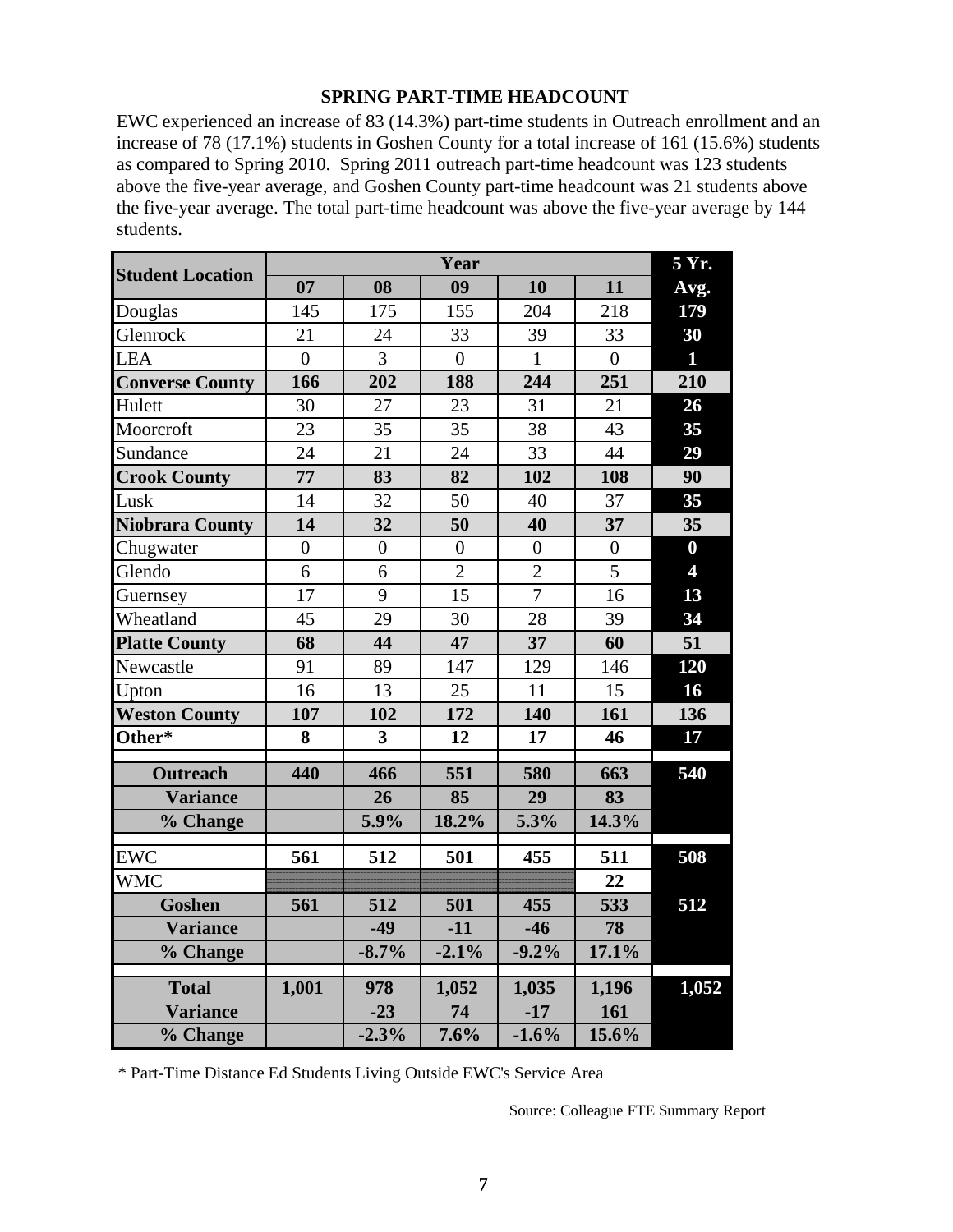## SPRING PART-TIME HEADCOUNT

EWC experienced an increase of 83 (14.3%) part-time students in Outreach enrollment and an increase of 78 (17.1%) students in Goshen County for a total increase of 161 (15.6%) students as compared to Spring 2010. Spring 2011 outreach part-time headcount was 123 students above the five-year average, and Goshen County part-time headcount was 21 students above the five-year average. The total part-time headcount was above the five-year average by 144 students.

| Student Location | Year | | | | | 5 Yr. |
|---|---|---|---|---|---|---|
| | 07 | 08 | 09 | 10 | 11 | Avg. |
| Douglas | 145 | 175 | 155 | 204 | 218 | **179** |
| Glenrock | 21 | 24 | 33 | 39 | 33 | **30** |
| LEA | 0 | 3 | 0 | 1 | 0 | **1** |
| **Converse County** | **166** | **202** | **188** | **244** | **251** | **210** |
| Hulett | 30 | 27 | 23 | 31 | 21 | **26** |
| Moorcroft | 23 | 35 | 35 | 38 | 43 | **35** |
| Sundance | 24 | 21 | 24 | 33 | 44 | **29** |
| **Crook County** | **77** | **83** | **82** | **102** | **108** | **90** |
| Lusk | 14 | 32 | 50 | 40 | 37 | **35** |
| **Niobrara County** | **14** | **32** | **50** | **40** | **37** | **35** |
| Chugwater | 0 | 0 | 0 | 0 | 0 | **0** |
| Glendo | 6 | 6 | 2 | 2 | 5 | **4** |
| Guernsey | 17 | 9 | 15 | 7 | 16 | **13** |
| Wheatland | 45 | 29 | 30 | 28 | 39 | **34** |
| **Platte County** | **68** | **44** | **47** | **37** | **60** | **51** |
| Newcastle | 91 | 89 | 147 | 129 | 146 | **120** |
| Upton | 16 | 13 | 25 | 11 | 15 | **16** |
| **Weston County** | **107** | **102** | **172** | **140** | **161** | **136** |
| **Other*** | **8** | **3** | **12** | **17** | **46** | **17** |
| | | | | | | |
| **Outreach** | **440** | **466** | **551** | **580** | **663** | **540** |
| **Variance** | | **26** | **85** | **29** | **83** | |
| **% Change** | | **5.9%** | **18.2%** | **5.3%** | **14.3%** | |
| | | | | | | |
| EWC | **561** | **512** | **501** | **455** | **511** | **508** |
| WMC | | | | | **22** | |
| **Goshen** | **561** | **512** | **501** | **455** | **533** | **512** |
| **Variance** | | **-49** | **-11** | **-46** | **78** | |
| **% Change** | | **-8.7%** | **-2.1%** | **-9.2%** | **17.1%** | |
| | | | | | | |
| **Total** | **1,001** | **978** | **1,052** | **1,035** | **1,196** | **1,052** |
| **Variance** | | **-23** | **74** | **-17** | **161** | |
| **% Change** | | **-2.3%** | **7.6%** | **-1.6%** | **15.6%** | |

\* Part-Time Distance Ed Students Living Outside EWC's Service Area

Source: Colleague FTE Summary Report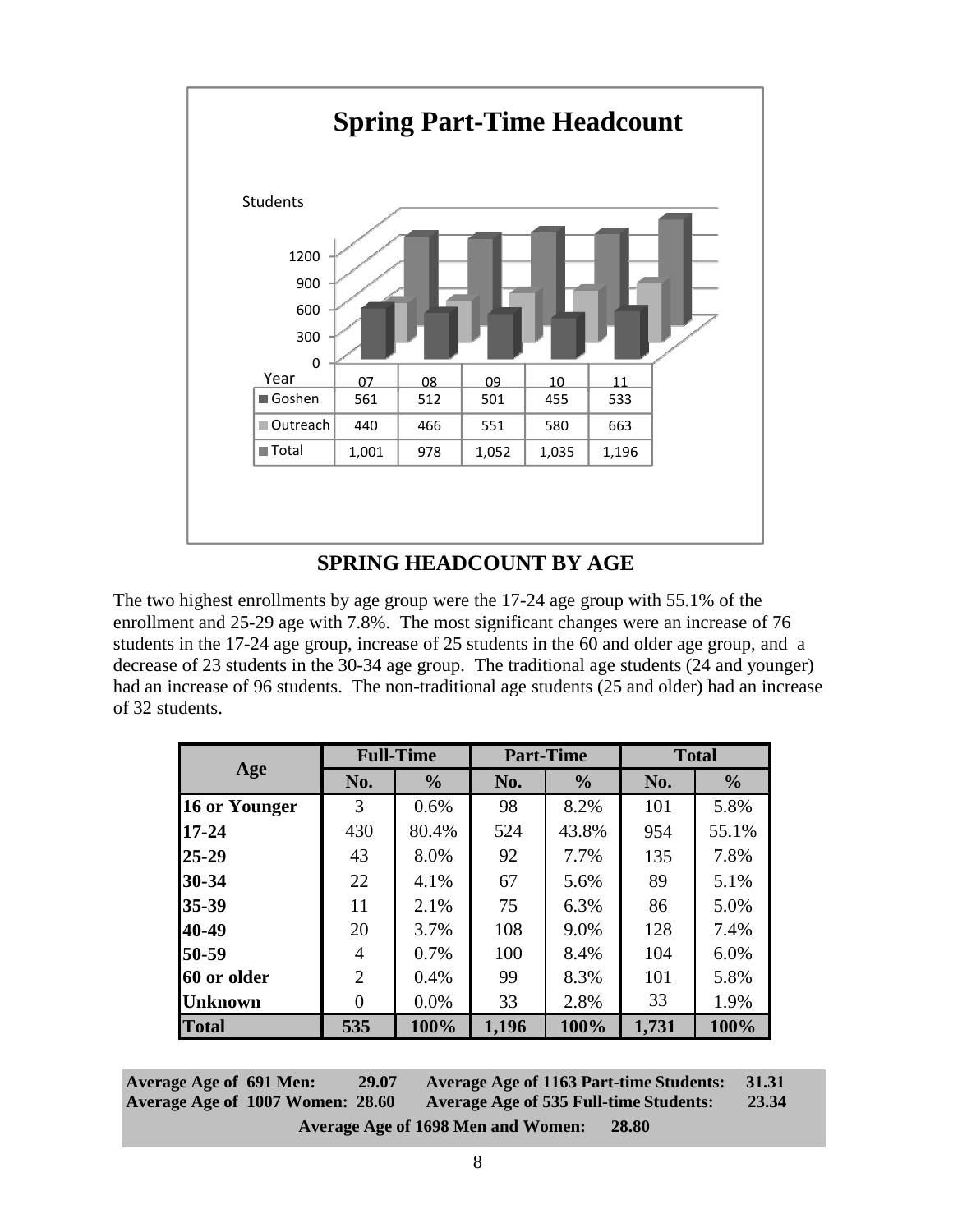**Spring Part-Time Headcount**

| Year | 07 | 08 | 09 | 10 | 11 |
|---|---|---|---|---|---|
| Goshen | 561 | 512 | 501 | 455 | 533 |
| Outreach | 440 | 466 | 551 | 580 | 663 |
| Total | 1,001 | 978 | 1,052 | 1,035 | 1,196 |

## SPRING HEADCOUNT BY AGE

The two highest enrollments by age group were the 17-24 age group with 55.1% of the enrollment and 25-29 age with 7.8%. The most significant changes were an increase of 76 students in the 17-24 age group, increase of 25 students in the 60 and older age group, and a decrease of 23 students in the 30-34 age group. The traditional age students (24 and younger) had an increase of 96 students. The non-traditional age students (25 and older) had an increase of 32 students.

| Age | Full-Time | | Part-Time | | Total | |
|---|---|---|---|---|---|---|
| | No. | % | No. | % | No. | % |
| **16 or Younger** | 3 | 0.6% | 98 | 8.2% | 101 | 5.8% |
| **17-24** | 430 | 80.4% | 524 | 43.8% | 954 | 55.1% |
| **25-29** | 43 | 8.0% | 92 | 7.7% | 135 | 7.8% |
| **30-34** | 22 | 4.1% | 67 | 5.6% | 89 | 5.1% |
| **35-39** | 11 | 2.1% | 75 | 6.3% | 86 | 5.0% |
| **40-49** | 20 | 3.7% | 108 | 9.0% | 128 | 7.4% |
| **50-59** | 4 | 0.7% | 100 | 8.4% | 104 | 6.0% |
| **60 or older** | 2 | 0.4% | 99 | 8.3% | 101 | 5.8% |
| **Unknown** | 0 | 0.0% | 33 | 2.8% | 33 | 1.9% |
| **Total** | **535** | **100%** | **1,196** | **100%** | **1,731** | **100%** |

**Average Age of 691 Men: 29.07** &nbsp;&nbsp; **Average Age of 1163 Part-time Students: 31.31**
**Average Age of 1007 Women: 28.60** &nbsp;&nbsp; **Average Age of 535 Full-time Students: 23.34**
**Average Age of 1698 Men and Women: 28.80**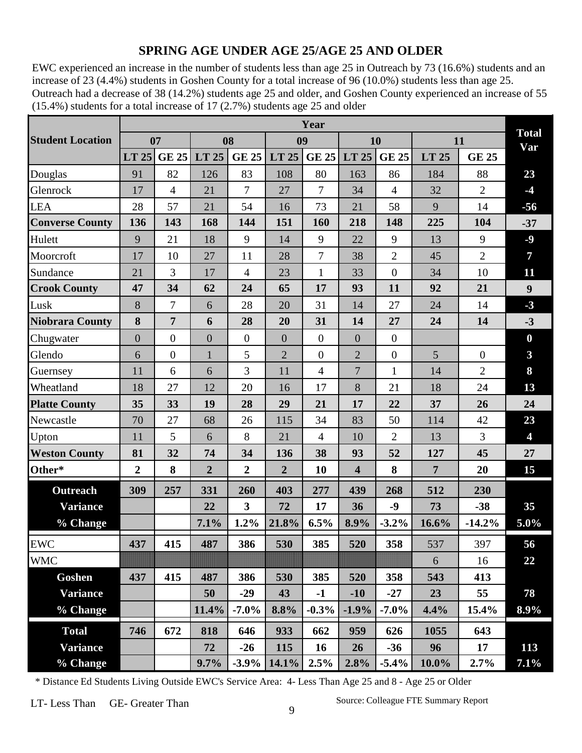## SPRING AGE UNDER AGE 25/AGE 25 AND OLDER

EWC experienced an increase in the number of students less than age 25 in Outreach by 73 (16.6%) students and an increase of 23 (4.4%) students in Goshen County for a total increase of 96 (10.0%) students less than age 25. Outreach had a decrease of 38 (14.2%) students age 25 and older, and Goshen County experienced an increase of 55 (15.4%) students for a total increase of 17 (2.7%) students age 25 and older

| Student Location | Year | | | | | | | | | | Total Var |
|---|---|---|---|---|---|---|---|---|---|---|---|
| | 07 | | 08 | | 09 | | 10 | | 11 | | |
| | LT 25 | GE 25 | LT 25 | GE 25 | LT 25 | GE 25 | LT 25 | GE 25 | LT 25 | GE 25 | |
| Douglas | 91 | 82 | 126 | 83 | 108 | 80 | 163 | 86 | 184 | 88 | 23 |
| Glenrock | 17 | 4 | 21 | 7 | 27 | 7 | 34 | 4 | 32 | 2 | -4 |
| LEA | 28 | 57 | 21 | 54 | 16 | 73 | 21 | 58 | 9 | 14 | -56 |
| **Converse County** | **136** | **143** | **168** | **144** | **151** | **160** | **218** | **148** | **225** | **104** | **-37** |
| Hulett | 9 | 21 | 18 | 9 | 14 | 9 | 22 | 9 | 13 | 9 | -9 |
| Moorcroft | 17 | 10 | 27 | 11 | 28 | 7 | 38 | 2 | 45 | 2 | 7 |
| Sundance | 21 | 3 | 17 | 4 | 23 | 1 | 33 | 0 | 34 | 10 | 11 |
| **Crook County** | **47** | **34** | **62** | **24** | **65** | **17** | **93** | **11** | **92** | **21** | **9** |
| Lusk | 8 | 7 | 6 | 28 | 20 | 31 | 14 | 27 | 24 | 14 | -3 |
| **Niobrara County** | **8** | **7** | **6** | **28** | **20** | **31** | **14** | **27** | **24** | **14** | **-3** |
| Chugwater | 0 | 0 | 0 | 0 | 0 | 0 | 0 | 0 | | | 0 |
| Glendo | 6 | 0 | 1 | 5 | 2 | 0 | 2 | 0 | 5 | 0 | 3 |
| Guernsey | 11 | 6 | 6 | 3 | 11 | 4 | 7 | 1 | 14 | 2 | 8 |
| Wheatland | 18 | 27 | 12 | 20 | 16 | 17 | 8 | 21 | 18 | 24 | 13 |
| **Platte County** | **35** | **33** | **19** | **28** | **29** | **21** | **17** | **22** | **37** | **26** | **24** |
| Newcastle | 70 | 27 | 68 | 26 | 115 | 34 | 83 | 50 | 114 | 42 | 23 |
| Upton | 11 | 5 | 6 | 8 | 21 | 4 | 10 | 2 | 13 | 3 | 4 |
| **Weston County** | **81** | **32** | **74** | **34** | **136** | **38** | **93** | **52** | **127** | **45** | **27** |
| **Other*** | **2** | **8** | **2** | **2** | **2** | **10** | **4** | **8** | **7** | **20** | **15** |
| **Outreach** | **309** | **257** | **331** | **260** | **403** | **277** | **439** | **268** | **512** | **230** | |
| **Variance** | | | **22** | **3** | **72** | **17** | **36** | **-9** | **73** | **-38** | **35** |
| **% Change** | | | **7.1%** | **1.2%** | **21.8%** | **6.5%** | **8.9%** | **-3.2%** | **16.6%** | **-14.2%** | **5.0%** |
| EWC | **437** | **415** | **487** | **386** | **530** | **385** | **520** | **358** | 537 | 397 | 56 |
| WMC | | | | | | | | | 6 | 16 | 22 |
| **Goshen** | **437** | **415** | **487** | **386** | **530** | **385** | **520** | **358** | **543** | **413** | |
| **Variance** | | | **50** | **-29** | **43** | **-1** | **-10** | **-27** | **23** | **55** | **78** |
| **% Change** | | | **11.4%** | **-7.0%** | **8.8%** | **-0.3%** | **-1.9%** | **-7.0%** | **4.4%** | **15.4%** | **8.9%** |
| **Total** | **746** | **672** | **818** | **646** | **933** | **662** | **959** | **626** | **1055** | **643** | |
| **Variance** | | | **72** | **-26** | **115** | **16** | **26** | **-36** | **96** | **17** | **113** |
| **% Change** | | | **9.7%** | **-3.9%** | **14.1%** | **2.5%** | **2.8%** | **-5.4%** | **10.0%** | **2.7%** | **7.1%** |

\* Distance Ed Students Living Outside EWC's Service Area: 4- Less Than Age 25 and 8 - Age 25 or Older

LT- Less Than GE- Greater Than

Source: Colleague FTE Summary Report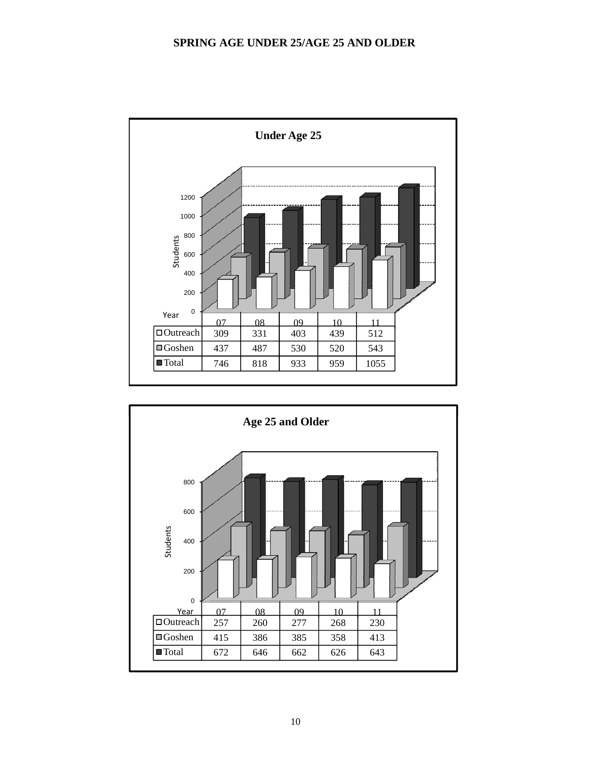# SPRING AGE UNDER 25/AGE 25 AND OLDER

## Under Age 25

| Year | 07 | 08 | 09 | 10 | 11 |
|---|---|---|---|---|---|
| Outreach | 309 | 331 | 403 | 439 | 512 |
| Goshen | 437 | 487 | 530 | 520 | 543 |
| Total | 746 | 818 | 933 | 959 | 1055 |

## Age 25 and Older

| Year | 07 | 08 | 09 | 10 | 11 |
|---|---|---|---|---|---|
| Outreach | 257 | 260 | 277 | 268 | 230 |
| Goshen | 415 | 386 | 385 | 358 | 413 |
| Total | 672 | 646 | 662 | 626 | 643 |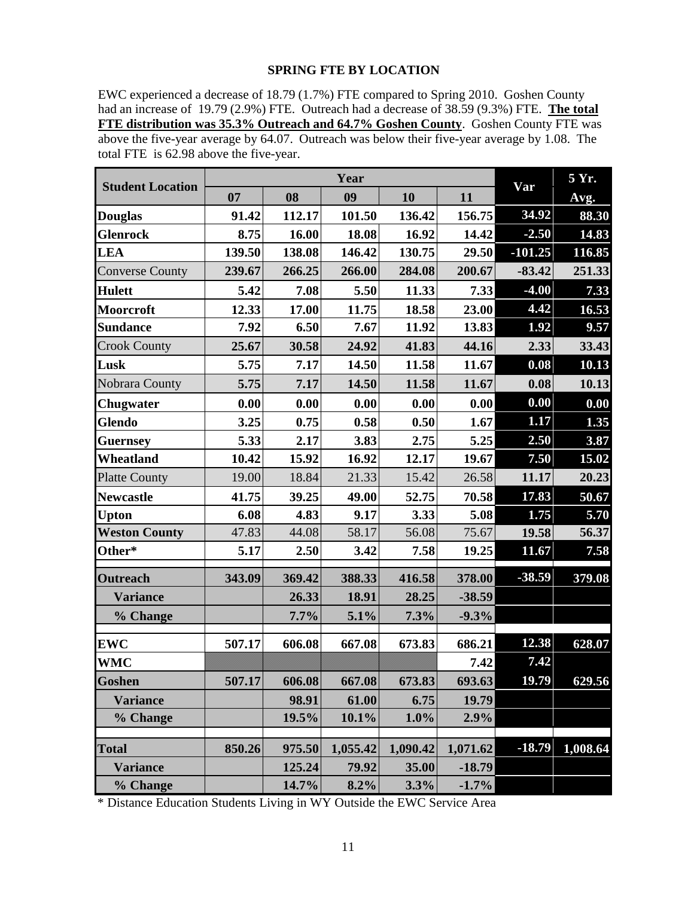## SPRING FTE BY LOCATION

EWC experienced a decrease of 18.79 (1.7%) FTE compared to Spring 2010. Goshen County had an increase of 19.79 (2.9%) FTE. Outreach had a decrease of 38.59 (9.3%) FTE. **The total FTE distribution was 35.3% Outreach and 64.7% Goshen County**. Goshen County FTE was above the five-year average by 64.07. Outreach was below their five-year average by 1.08. The total FTE is 62.98 above the five-year.

| Student Location | Year | | | | | Var | 5 Yr. Avg. |
|---|---|---|---|---|---|---|---|
| | 07 | 08 | 09 | 10 | 11 | | |
| **Douglas** | 91.42 | 112.17 | 101.50 | 136.42 | 156.75 | 34.92 | 88.30 |
| **Glenrock** | 8.75 | 16.00 | 18.08 | 16.92 | 14.42 | -2.50 | 14.83 |
| **LEA** | 139.50 | 138.08 | 146.42 | 130.75 | 29.50 | -101.25 | 116.85 |
| Converse County | 239.67 | 266.25 | 266.00 | 284.08 | 200.67 | -83.42 | 251.33 |
| **Hulett** | 5.42 | 7.08 | 5.50 | 11.33 | 7.33 | -4.00 | 7.33 |
| **Moorcroft** | 12.33 | 17.00 | 11.75 | 18.58 | 23.00 | 4.42 | 16.53 |
| **Sundance** | 7.92 | 6.50 | 7.67 | 11.92 | 13.83 | 1.92 | 9.57 |
| Crook County | 25.67 | 30.58 | 24.92 | 41.83 | 44.16 | 2.33 | 33.43 |
| **Lusk** | 5.75 | 7.17 | 14.50 | 11.58 | 11.67 | 0.08 | 10.13 |
| Nobrara County | 5.75 | 7.17 | 14.50 | 11.58 | 11.67 | 0.08 | 10.13 |
| **Chugwater** | 0.00 | 0.00 | 0.00 | 0.00 | 0.00 | 0.00 | 0.00 |
| **Glendo** | 3.25 | 0.75 | 0.58 | 0.50 | 1.67 | 1.17 | 1.35 |
| **Guernsey** | 5.33 | 2.17 | 3.83 | 2.75 | 5.25 | 2.50 | 3.87 |
| **Wheatland** | 10.42 | 15.92 | 16.92 | 12.17 | 19.67 | 7.50 | 15.02 |
| Platte County | 19.00 | 18.84 | 21.33 | 15.42 | 26.58 | 11.17 | 20.23 |
| **Newcastle** | 41.75 | 39.25 | 49.00 | 52.75 | 70.58 | 17.83 | 50.67 |
| **Upton** | 6.08 | 4.83 | 9.17 | 3.33 | 5.08 | 1.75 | 5.70 |
| **Weston County** | 47.83 | 44.08 | 58.17 | 56.08 | 75.67 | 19.58 | 56.37 |
| **Other*** | 5.17 | 2.50 | 3.42 | 7.58 | 19.25 | 11.67 | 7.58 |
| **Outreach** | 343.09 | 369.42 | 388.33 | 416.58 | 378.00 | -38.59 | 379.08 |
| **Variance** | | 26.33 | 18.91 | 28.25 | -38.59 | | |
| **% Change** | | 7.7% | 5.1% | 7.3% | -9.3% | | |
| **EWC** | 507.17 | 606.08 | 667.08 | 673.83 | 686.21 | 12.38 | 628.07 |
| **WMC** | | | | | 7.42 | 7.42 | |
| **Goshen** | 507.17 | 606.08 | 667.08 | 673.83 | 693.63 | 19.79 | 629.56 |
| **Variance** | | 98.91 | 61.00 | 6.75 | 19.79 | | |
| **% Change** | | 19.5% | 10.1% | 1.0% | 2.9% | | |
| **Total** | 850.26 | 975.50 | 1,055.42 | 1,090.42 | 1,071.62 | -18.79 | 1,008.64 |
| **Variance** | | 125.24 | 79.92 | 35.00 | -18.79 | | |
| **% Change** | | 14.7% | 8.2% | 3.3% | -1.7% | | |

\* Distance Education Students Living in WY Outside the EWC Service Area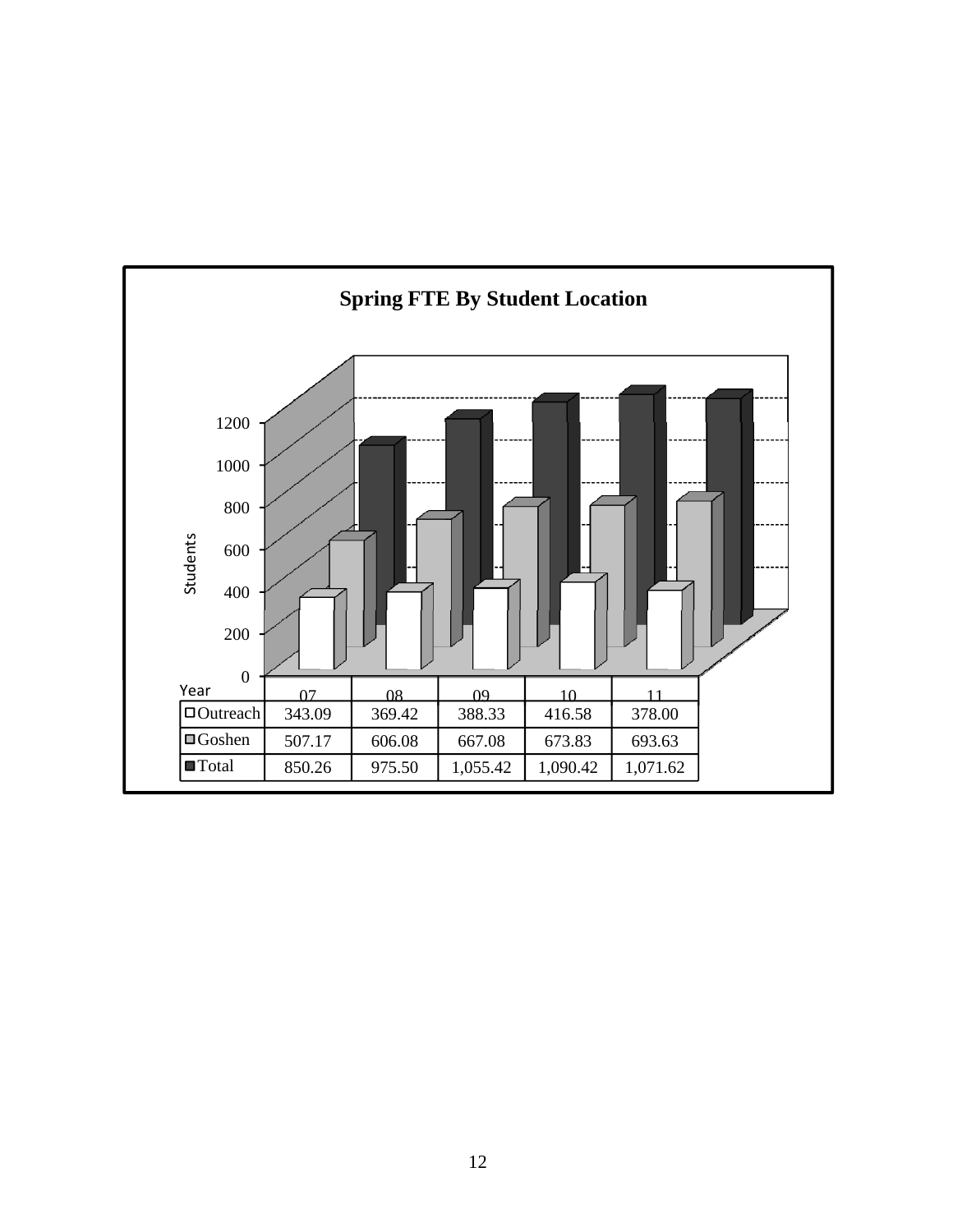**Spring FTE By Student Location**

| Year | 07 | 08 | 09 | 10 | 11 |
|---|---|---|---|---|---|
| Outreach | 343.09 | 369.42 | 388.33 | 416.58 | 378.00 |
| Goshen | 507.17 | 606.08 | 667.08 | 673.83 | 693.63 |
| Total | 850.26 | 975.50 | 1,055.42 | 1,090.42 | 1,071.62 |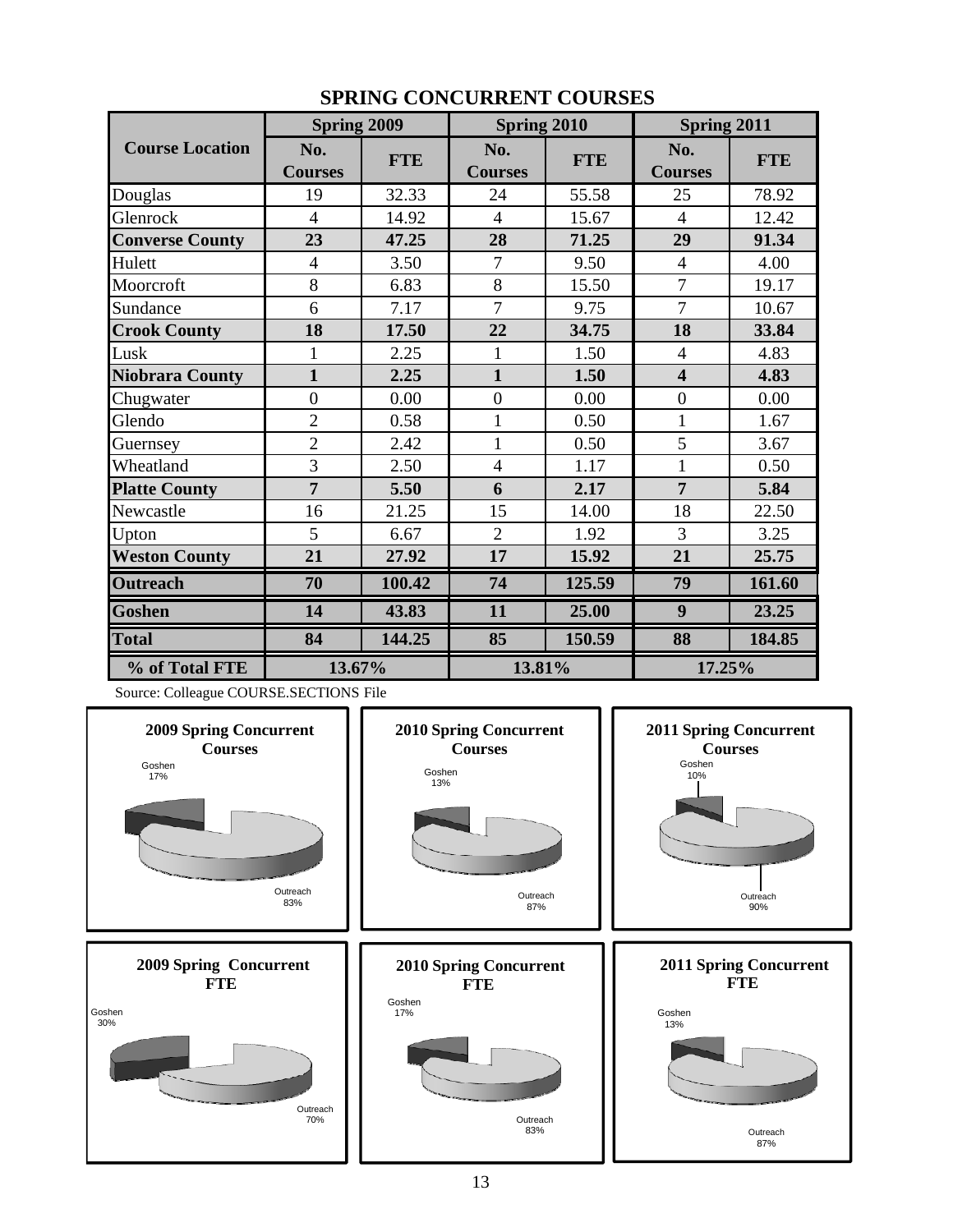## SPRING CONCURRENT COURSES

| Course Location | Spring 2009 | | Spring 2010 | | Spring 2011 | |
|---|---|---|---|---|---|---|
| | No. Courses | FTE | No. Courses | FTE | No. Courses | FTE |
| Douglas | 19 | 32.33 | 24 | 55.58 | 25 | 78.92 |
| Glenrock | 4 | 14.92 | 4 | 15.67 | 4 | 12.42 |
| **Converse County** | **23** | **47.25** | **28** | **71.25** | **29** | **91.34** |
| Hulett | 4 | 3.50 | 7 | 9.50 | 4 | 4.00 |
| Moorcroft | 8 | 6.83 | 8 | 15.50 | 7 | 19.17 |
| Sundance | 6 | 7.17 | 7 | 9.75 | 7 | 10.67 |
| **Crook County** | **18** | **17.50** | **22** | **34.75** | **18** | **33.84** |
| Lusk | 1 | 2.25 | 1 | 1.50 | 4 | 4.83 |
| **Niobrara County** | **1** | **2.25** | **1** | **1.50** | **4** | **4.83** |
| Chugwater | 0 | 0.00 | 0 | 0.00 | 0 | 0.00 |
| Glendo | 2 | 0.58 | 1 | 0.50 | 1 | 1.67 |
| Guernsey | 2 | 2.42 | 1 | 0.50 | 5 | 3.67 |
| Wheatland | 3 | 2.50 | 4 | 1.17 | 1 | 0.50 |
| **Platte County** | **7** | **5.50** | **6** | **2.17** | **7** | **5.84** |
| Newcastle | 16 | 21.25 | 15 | 14.00 | 18 | 22.50 |
| Upton | 5 | 6.67 | 2 | 1.92 | 3 | 3.25 |
| **Weston County** | **21** | **27.92** | **17** | **15.92** | **21** | **25.75** |
| **Outreach** | **70** | **100.42** | **74** | **125.59** | **79** | **161.60** |
| **Goshen** | **14** | **43.83** | **11** | **25.00** | **9** | **23.25** |
| **Total** | **84** | **144.25** | **85** | **150.59** | **88** | **184.85** |
| **% of Total FTE** | **13.67%** | | **13.81%** | | **17.25%** | |

Source: Colleague COURSE.SECTIONS File

**2009 Spring Concurrent Courses**
Goshen 17%
Outreach 83%

**2010 Spring Concurrent Courses**
Goshen 13%
Outreach 87%

**2011 Spring Concurrent Courses**
Goshen 10%
Outreach 90%

**2009 Spring Concurrent FTE**
Goshen 30%
Outreach 70%

**2010 Spring Concurrent FTE**
Goshen 17%
Outreach 83%

**2011 Spring Concurrent FTE**
Goshen 13%
Outreach 87%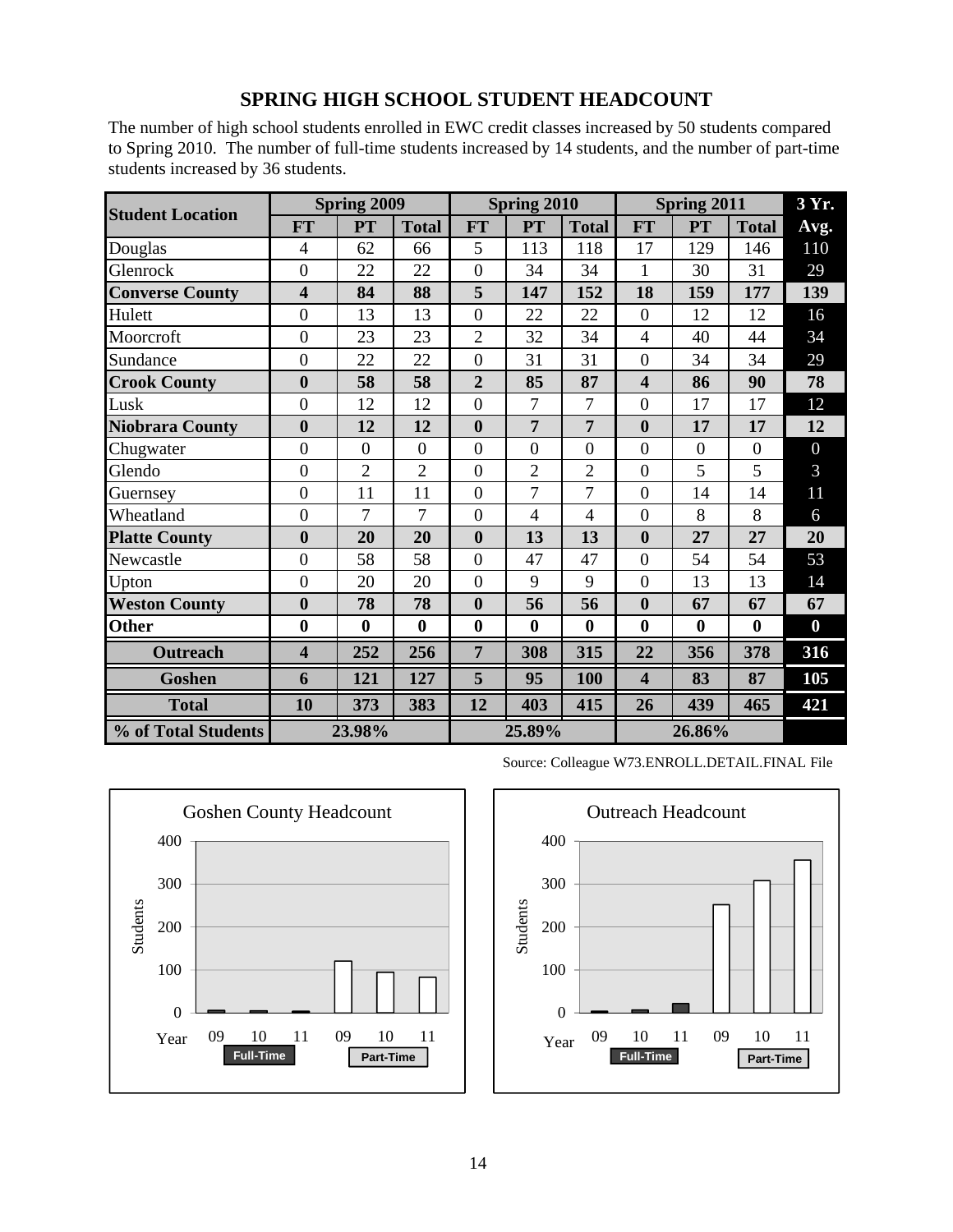## SPRING HIGH SCHOOL STUDENT HEADCOUNT

The number of high school students enrolled in EWC credit classes increased by 50 students compared to Spring 2010. The number of full-time students increased by 14 students, and the number of part-time students increased by 36 students.

| Student Location | Spring 2009 | | | Spring 2010 | | | Spring 2011 | | | 3 Yr. Avg. |
|---|---|---|---|---|---|---|---|---|---|---|
| | FT | PT | Total | FT | PT | Total | FT | PT | Total | |
| Douglas | 4 | 62 | 66 | 5 | 113 | 118 | 17 | 129 | 146 | 110 |
| Glenrock | 0 | 22 | 22 | 0 | 34 | 34 | 1 | 30 | 31 | 29 |
| **Converse County** | **4** | **84** | **88** | **5** | **147** | **152** | **18** | **159** | **177** | **139** |
| Hulett | 0 | 13 | 13 | 0 | 22 | 22 | 0 | 12 | 12 | 16 |
| Moorcroft | 0 | 23 | 23 | 2 | 32 | 34 | 4 | 40 | 44 | 34 |
| Sundance | 0 | 22 | 22 | 0 | 31 | 31 | 0 | 34 | 34 | 29 |
| **Crook County** | **0** | **58** | **58** | **2** | **85** | **87** | **4** | **86** | **90** | **78** |
| Lusk | 0 | 12 | 12 | 0 | 7 | 7 | 0 | 17 | 17 | 12 |
| **Niobrara County** | **0** | **12** | **12** | **0** | **7** | **7** | **0** | **17** | **17** | **12** |
| Chugwater | 0 | 0 | 0 | 0 | 0 | 0 | 0 | 0 | 0 | 0 |
| Glendo | 0 | 2 | 2 | 0 | 2 | 2 | 0 | 5 | 5 | 3 |
| Guernsey | 0 | 11 | 11 | 0 | 7 | 7 | 0 | 14 | 14 | 11 |
| Wheatland | 0 | 7 | 7 | 0 | 4 | 4 | 0 | 8 | 8 | 6 |
| **Platte County** | **0** | **20** | **20** | **0** | **13** | **13** | **0** | **27** | **27** | **20** |
| Newcastle | 0 | 58 | 58 | 0 | 47 | 47 | 0 | 54 | 54 | 53 |
| Upton | 0 | 20 | 20 | 0 | 9 | 9 | 0 | 13 | 13 | 14 |
| **Weston County** | **0** | **78** | **78** | **0** | **56** | **56** | **0** | **67** | **67** | **67** |
| **Other** | **0** | **0** | **0** | **0** | **0** | **0** | **0** | **0** | **0** | **0** |
| **Outreach** | **4** | **252** | **256** | **7** | **308** | **315** | **22** | **356** | **378** | **316** |
| **Goshen** | **6** | **121** | **127** | **5** | **95** | **100** | **4** | **83** | **87** | **105** |
| **Total** | **10** | **373** | **383** | **12** | **403** | **415** | **26** | **439** | **465** | **421** |
| **% of Total Students** | **23.98%** | | | **25.89%** | | | **26.86%** | | | |

Source: Colleague W73.ENROLL.DETAIL.FINAL File

Goshen County Headcount

Outreach Headcount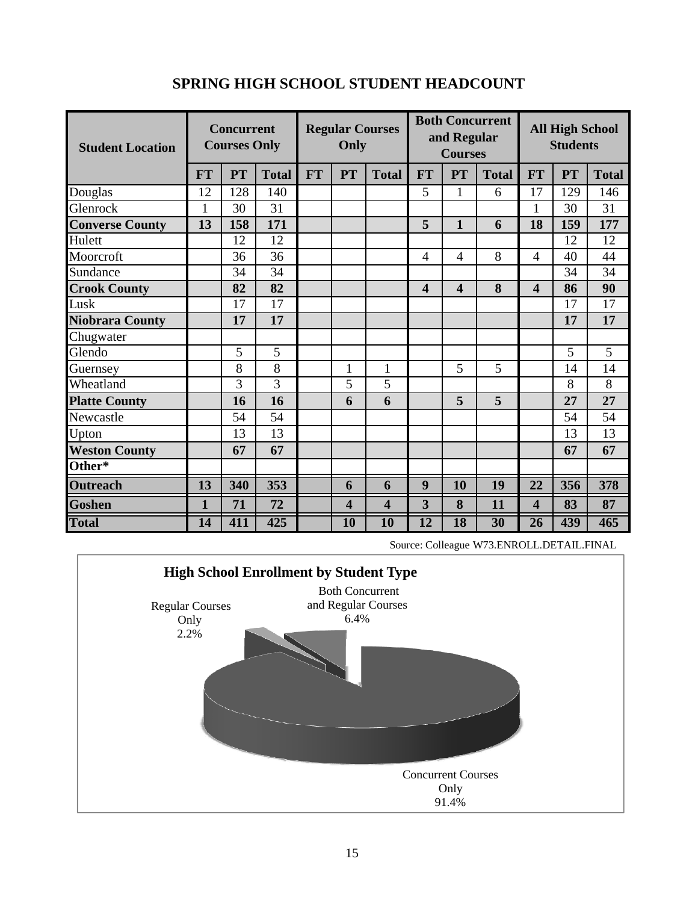## SPRING HIGH SCHOOL STUDENT HEADCOUNT

| Student Location | Concurrent Courses Only | | | Regular Courses Only | | | Both Concurrent and Regular Courses | | | All High School Students | | |
|---|---|---|---|---|---|---|---|---|---|---|---|---|
| | FT | PT | Total | FT | PT | Total | FT | PT | Total | FT | PT | Total |
| Douglas | 12 | 128 | 140 | | | | 5 | 1 | 6 | 17 | 129 | 146 |
| Glenrock | 1 | 30 | 31 | | | | | | | 1 | 30 | 31 |
| **Converse County** | **13** | **158** | **171** | | | | **5** | **1** | **6** | **18** | **159** | **177** |
| Hulett | | 12 | 12 | | | | | | | | 12 | 12 |
| Moorcroft | | 36 | 36 | | | | 4 | 4 | 8 | 4 | 40 | 44 |
| Sundance | | 34 | 34 | | | | | | | | 34 | 34 |
| **Crook County** | | **82** | **82** | | | | **4** | **4** | **8** | **4** | **86** | **90** |
| Lusk | | 17 | 17 | | | | | | | | 17 | 17 |
| **Niobrara County** | | **17** | **17** | | | | | | | | **17** | **17** |
| Chugwater | | | | | | | | | | | | |
| Glendo | | 5 | 5 | | | | | | | | 5 | 5 |
| Guernsey | | 8 | 8 | | 1 | 1 | | 5 | 5 | | 14 | 14 |
| Wheatland | | 3 | 3 | | 5 | 5 | | | | | 8 | 8 |
| **Platte County** | | **16** | **16** | | **6** | **6** | | **5** | **5** | | **27** | **27** |
| Newcastle | | 54 | 54 | | | | | | | | 54 | 54 |
| Upton | | 13 | 13 | | | | | | | | 13 | 13 |
| **Weston County** | | **67** | **67** | | | | | | | | **67** | **67** |
| **Other*** | | | | | | | | | | | | |
| **Outreach** | **13** | **340** | **353** | | **6** | **6** | **9** | **10** | **19** | **22** | **356** | **378** |
| **Goshen** | **1** | **71** | **72** | | **4** | **4** | **3** | **8** | **11** | **4** | **83** | **87** |
| **Total** | **14** | **411** | **425** | | **10** | **10** | **12** | **18** | **30** | **26** | **439** | **465** |

Source: Colleague W73.ENROLL.DETAIL.FINAL

**High School Enrollment by Student Type**

Regular Courses Only 2.2%

Both Concurrent and Regular Courses 6.4%

Concurrent Courses Only 91.4%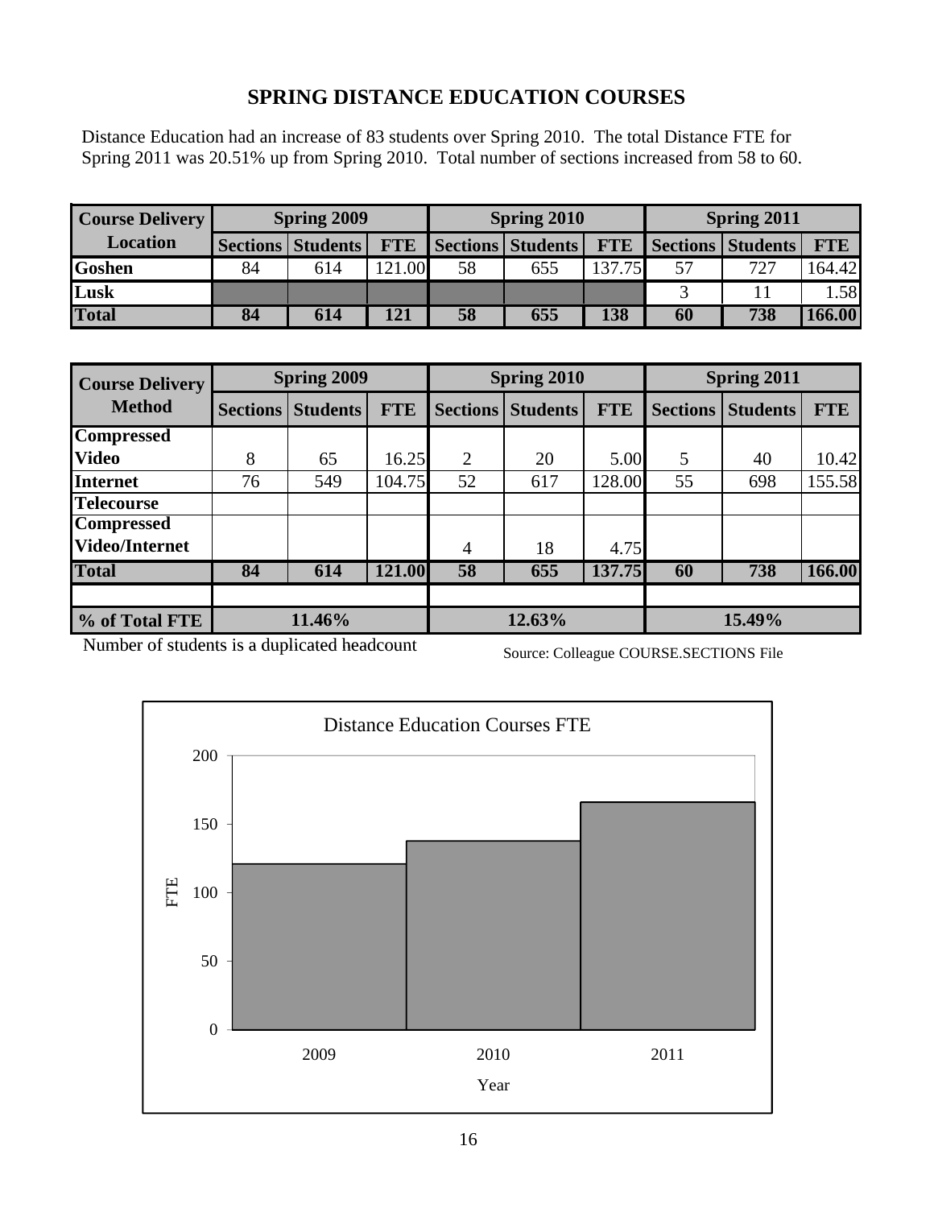# SPRING DISTANCE EDUCATION COURSES

Distance Education had an increase of 83 students over Spring 2010. The total Distance FTE for Spring 2011 was 20.51% up from Spring 2010. Total number of sections increased from 58 to 60.

| Course Delivery Location | Spring 2009 | | | Spring 2010 | | | Spring 2011 | | |
|---|---|---|---|---|---|---|---|---|---|
| | Sections | Students | FTE | Sections | Students | FTE | Sections | Students | FTE |
| **Goshen** | 84 | 614 | 121.00 | 58 | 655 | 137.75 | 57 | 727 | 164.42 |
| **Lusk** | | | | | | | 3 | 11 | 1.58 |
| **Total** | **84** | **614** | **121** | **58** | **655** | **138** | **60** | **738** | **166.00** |

| Course Delivery Method | Spring 2009 | | | Spring 2010 | | | Spring 2011 | | |
|---|---|---|---|---|---|---|---|---|---|
| | Sections | Students | FTE | Sections | Students | FTE | Sections | Students | FTE |
| **Compressed Video** | 8 | 65 | 16.25 | 2 | 20 | 5.00 | 5 | 40 | 10.42 |
| **Internet** | 76 | 549 | 104.75 | 52 | 617 | 128.00 | 55 | 698 | 155.58 |
| **Telecourse** | | | | | | | | | |
| **Compressed Video/Internet** | | | | 4 | 18 | 4.75 | | | |
| **Total** | **84** | **614** | **121.00** | **58** | **655** | **137.75** | **60** | **738** | **166.00** |
| | | | | | | | | | |
| **% of Total FTE** | **11.46%** | | | **12.63%** | | | **15.49%** | | |

Number of students is a duplicated headcount

Source: Colleague COURSE.SECTIONS File

Distance Education Courses FTE

| Year | FTE |
|---|---|
| 2009 | 121.00 |
| 2010 | 137.75 |
| 2011 | 166.00 |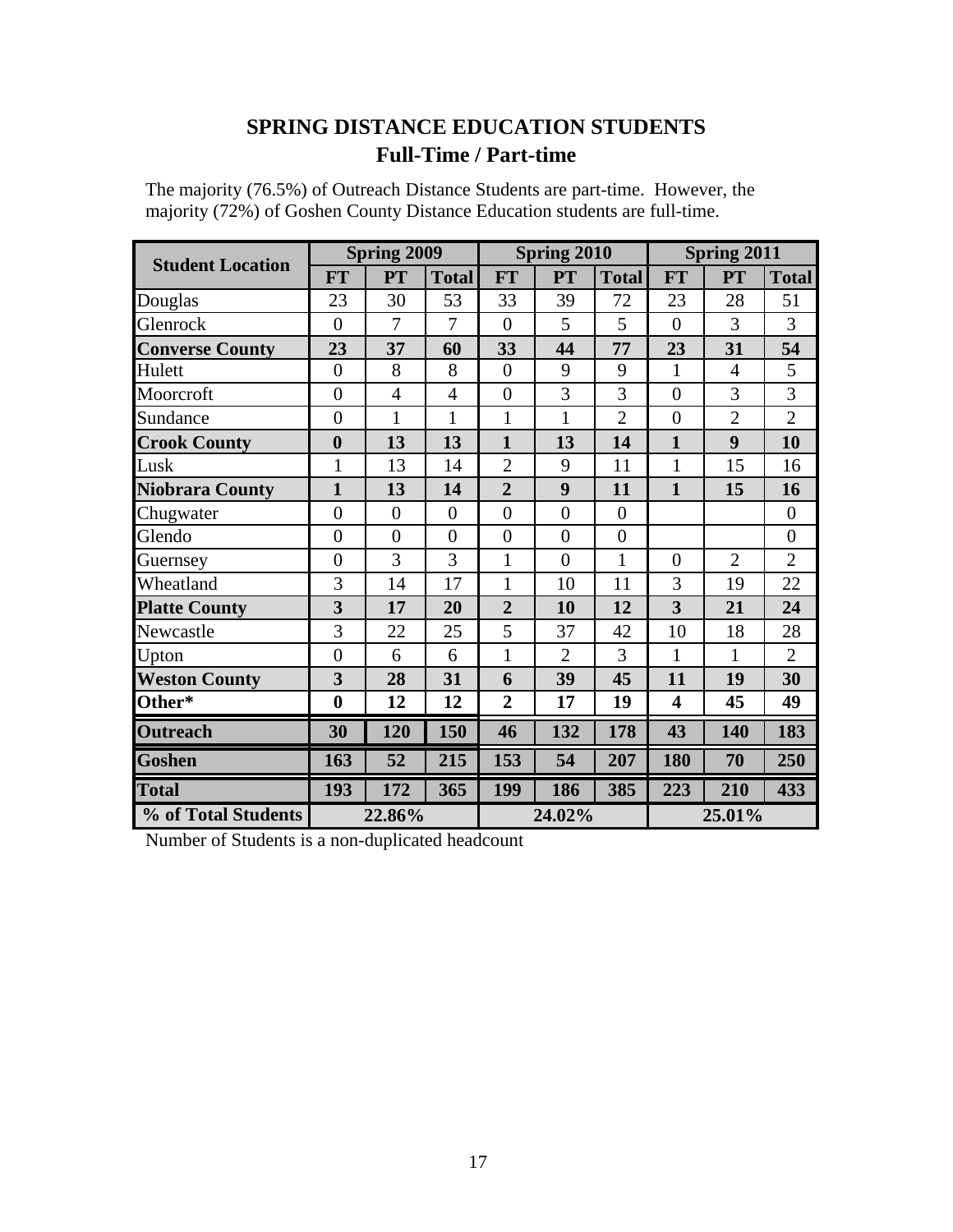# SPRING DISTANCE EDUCATION STUDENTS

## Full-Time / Part-time

The majority (76.5%) of Outreach Distance Students are part-time. However, the majority (72%) of Goshen County Distance Education students are full-time.

| Student Location | Spring 2009 | | | Spring 2010 | | | Spring 2011 | | |
|---|---|---|---|---|---|---|---|---|---|
| | FT | PT | Total | FT | PT | Total | FT | PT | Total |
| Douglas | 23 | 30 | 53 | 33 | 39 | 72 | 23 | 28 | 51 |
| Glenrock | 0 | 7 | 7 | 0 | 5 | 5 | 0 | 3 | 3 |
| **Converse County** | **23** | **37** | **60** | **33** | **44** | **77** | **23** | **31** | **54** |
| Hulett | 0 | 8 | 8 | 0 | 9 | 9 | 1 | 4 | 5 |
| Moorcroft | 0 | 4 | 4 | 0 | 3 | 3 | 0 | 3 | 3 |
| Sundance | 0 | 1 | 1 | 1 | 1 | 2 | 0 | 2 | 2 |
| **Crook County** | **0** | **13** | **13** | **1** | **13** | **14** | **1** | **9** | **10** |
| Lusk | 1 | 13 | 14 | 2 | 9 | 11 | 1 | 15 | 16 |
| **Niobrara County** | **1** | **13** | **14** | **2** | **9** | **11** | **1** | **15** | **16** |
| Chugwater | 0 | 0 | 0 | 0 | 0 | 0 | | | 0 |
| Glendo | 0 | 0 | 0 | 0 | 0 | 0 | | | 0 |
| Guernsey | 0 | 3 | 3 | 1 | 0 | 1 | 0 | 2 | 2 |
| Wheatland | 3 | 14 | 17 | 1 | 10 | 11 | 3 | 19 | 22 |
| **Platte County** | **3** | **17** | **20** | **2** | **10** | **12** | **3** | **21** | **24** |
| Newcastle | 3 | 22 | 25 | 5 | 37 | 42 | 10 | 18 | 28 |
| Upton | 0 | 6 | 6 | 1 | 2 | 3 | 1 | 1 | 2 |
| **Weston County** | **3** | **28** | **31** | **6** | **39** | **45** | **11** | **19** | **30** |
| **Other*** | **0** | **12** | **12** | **2** | **17** | **19** | **4** | **45** | **49** |
| **Outreach** | **30** | **120** | **150** | **46** | **132** | **178** | **43** | **140** | **183** |
| **Goshen** | **163** | **52** | **215** | **153** | **54** | **207** | **180** | **70** | **250** |
| **Total** | **193** | **172** | **365** | **199** | **186** | **385** | **223** | **210** | **433** |
| **% of Total Students** | **22.86%** | | | **24.02%** | | | **25.01%** | | |

Number of Students is a non-duplicated headcount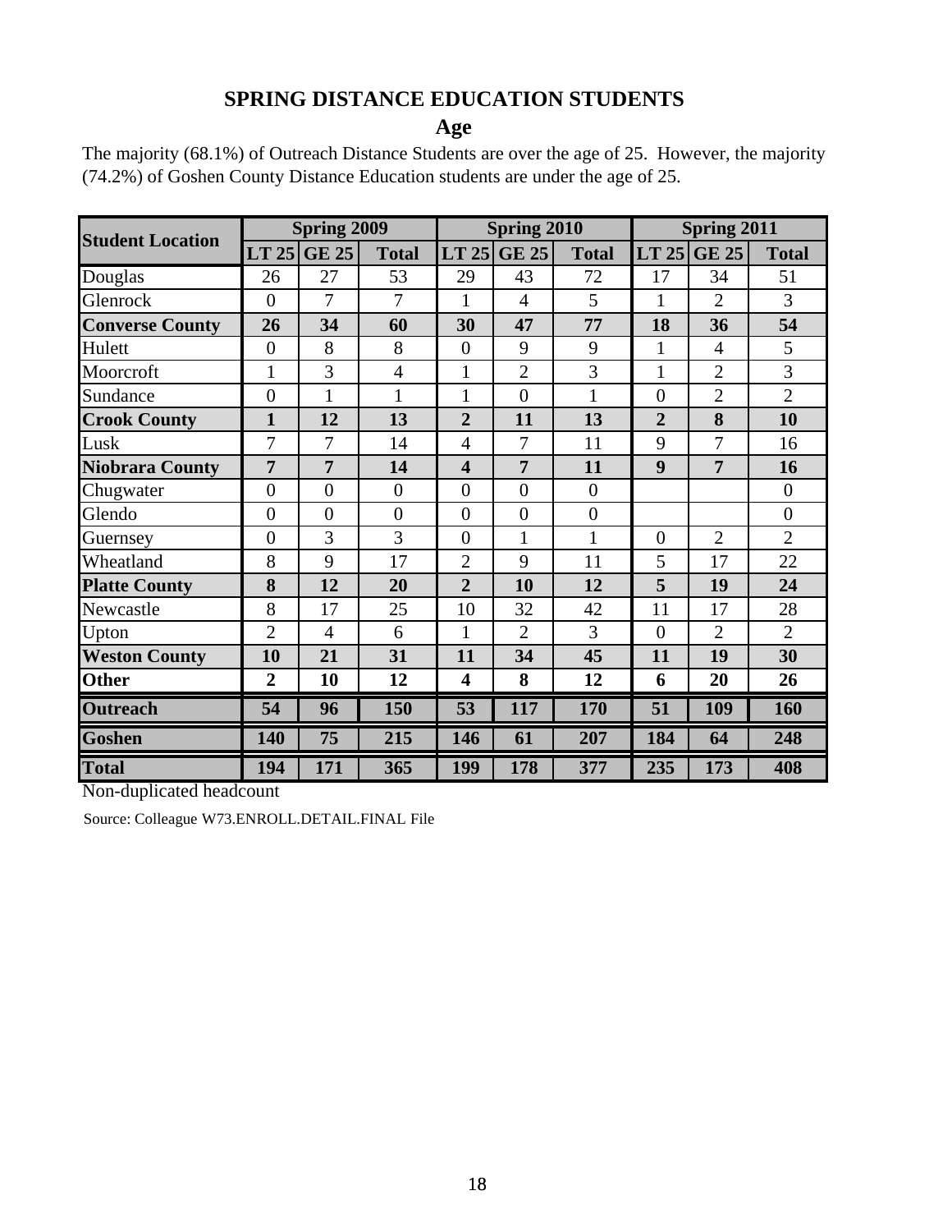## SPRING DISTANCE EDUCATION STUDENTS

### Age

The majority (68.1%) of Outreach Distance Students are over the age of 25. However, the majority (74.2%) of Goshen County Distance Education students are under the age of 25.

| Student Location | Spring 2009 | | | Spring 2010 | | | Spring 2011 | | |
|---|---|---|---|---|---|---|---|---|---|
| | LT 25 | GE 25 | Total | LT 25 | GE 25 | Total | LT 25 | GE 25 | Total |
| Douglas | 26 | 27 | 53 | 29 | 43 | 72 | 17 | 34 | 51 |
| Glenrock | 0 | 7 | 7 | 1 | 4 | 5 | 1 | 2 | 3 |
| **Converse County** | **26** | **34** | **60** | **30** | **47** | **77** | **18** | **36** | **54** |
| Hulett | 0 | 8 | 8 | 0 | 9 | 9 | 1 | 4 | 5 |
| Moorcroft | 1 | 3 | 4 | 1 | 2 | 3 | 1 | 2 | 3 |
| Sundance | 0 | 1 | 1 | 1 | 0 | 1 | 0 | 2 | 2 |
| **Crook County** | **1** | **12** | **13** | **2** | **11** | **13** | **2** | **8** | **10** |
| Lusk | 7 | 7 | 14 | 4 | 7 | 11 | 9 | 7 | 16 |
| **Niobrara County** | **7** | **7** | **14** | **4** | **7** | **11** | **9** | **7** | **16** |
| Chugwater | 0 | 0 | 0 | 0 | 0 | 0 | | | 0 |
| Glendo | 0 | 0 | 0 | 0 | 0 | 0 | | | 0 |
| Guernsey | 0 | 3 | 3 | 0 | 1 | 1 | 0 | 2 | 2 |
| Wheatland | 8 | 9 | 17 | 2 | 9 | 11 | 5 | 17 | 22 |
| **Platte County** | **8** | **12** | **20** | **2** | **10** | **12** | **5** | **19** | **24** |
| Newcastle | 8 | 17 | 25 | 10 | 32 | 42 | 11 | 17 | 28 |
| Upton | 2 | 4 | 6 | 1 | 2 | 3 | 0 | 2 | 2 |
| **Weston County** | **10** | **21** | **31** | **11** | **34** | **45** | **11** | **19** | **30** |
| **Other** | **2** | **10** | **12** | **4** | **8** | **12** | **6** | **20** | **26** |
| **Outreach** | **54** | **96** | **150** | **53** | **117** | **170** | **51** | **109** | **160** |
| **Goshen** | **140** | **75** | **215** | **146** | **61** | **207** | **184** | **64** | **248** |
| **Total** | **194** | **171** | **365** | **199** | **178** | **377** | **235** | **173** | **408** |

Non-duplicated headcount

Source: Colleague W73.ENROLL.DETAIL.FINAL File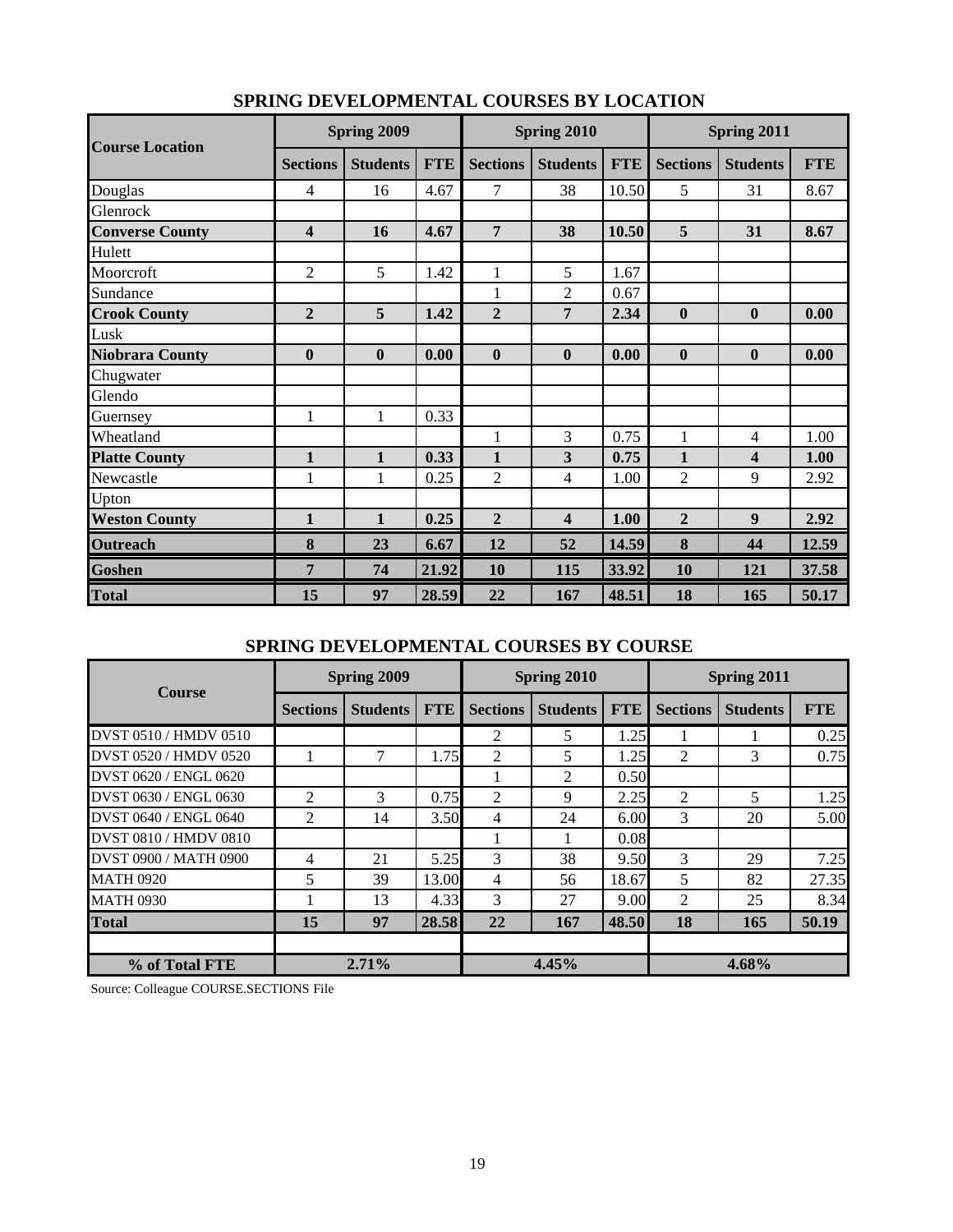## SPRING DEVELOPMENTAL COURSES BY LOCATION

| Course Location | Spring 2009 | | | Spring 2010 | | | Spring 2011 | | |
|---|---|---|---|---|---|---|---|---|---|
| | Sections | Students | FTE | Sections | Students | FTE | Sections | Students | FTE |
| Douglas | 4 | 16 | 4.67 | 7 | 38 | 10.50 | 5 | 31 | 8.67 |
| Glenrock | | | | | | | | | |
| **Converse County** | **4** | **16** | **4.67** | **7** | **38** | **10.50** | **5** | **31** | **8.67** |
| Hulett | | | | | | | | | |
| Moorcroft | 2 | 5 | 1.42 | 1 | 5 | 1.67 | | | |
| Sundance | | | | 1 | 2 | 0.67 | | | |
| **Crook County** | **2** | **5** | **1.42** | **2** | **7** | **2.34** | **0** | **0** | **0.00** |
| Lusk | | | | | | | | | |
| **Niobrara County** | **0** | **0** | **0.00** | **0** | **0** | **0.00** | **0** | **0** | **0.00** |
| Chugwater | | | | | | | | | |
| Glendo | | | | | | | | | |
| Guernsey | 1 | 1 | 0.33 | | | | | | |
| Wheatland | | | | 1 | 3 | 0.75 | 1 | 4 | 1.00 |
| **Platte County** | **1** | **1** | **0.33** | **1** | **3** | **0.75** | **1** | **4** | **1.00** |
| Newcastle | 1 | 1 | 0.25 | 2 | 4 | 1.00 | 2 | 9 | 2.92 |
| Upton | | | | | | | | | |
| **Weston County** | **1** | **1** | **0.25** | **2** | **4** | **1.00** | **2** | **9** | **2.92** |
| **Outreach** | **8** | **23** | **6.67** | **12** | **52** | **14.59** | **8** | **44** | **12.59** |
| **Goshen** | **7** | **74** | **21.92** | **10** | **115** | **33.92** | **10** | **121** | **37.58** |
| **Total** | **15** | **97** | **28.59** | **22** | **167** | **48.51** | **18** | **165** | **50.17** |

## SPRING DEVELOPMENTAL COURSES BY COURSE

| Course | Spring 2009 | | | Spring 2010 | | | Spring 2011 | | |
|---|---|---|---|---|---|---|---|---|---|
| | Sections | Students | FTE | Sections | Students | FTE | Sections | Students | FTE |
| DVST 0510 / HMDV 0510 | | | | 2 | 5 | 1.25 | 1 | 1 | 0.25 |
| DVST 0520 / HMDV 0520 | 1 | 7 | 1.75 | 2 | 5 | 1.25 | 2 | 3 | 0.75 |
| DVST 0620 / ENGL 0620 | | | | 1 | 2 | 0.50 | | | |
| DVST 0630 / ENGL 0630 | 2 | 3 | 0.75 | 2 | 9 | 2.25 | 2 | 5 | 1.25 |
| DVST 0640 / ENGL 0640 | 2 | 14 | 3.50 | 4 | 24 | 6.00 | 3 | 20 | 5.00 |
| DVST 0810 / HMDV 0810 | | | | 1 | 1 | 0.08 | | | |
| DVST 0900 / MATH 0900 | 4 | 21 | 5.25 | 3 | 38 | 9.50 | 3 | 29 | 7.25 |
| MATH 0920 | 5 | 39 | 13.00 | 4 | 56 | 18.67 | 5 | 82 | 27.35 |
| MATH 0930 | 1 | 13 | 4.33 | 3 | 27 | 9.00 | 2 | 25 | 8.34 |
| **Total** | **15** | **97** | **28.58** | **22** | **167** | **48.50** | **18** | **165** | **50.19** |
| | | | | | | | | | |
| **% of Total FTE** | **2.71%** | | | **4.45%** | | | **4.68%** | | |

Source: Colleague COURSE.SECTIONS File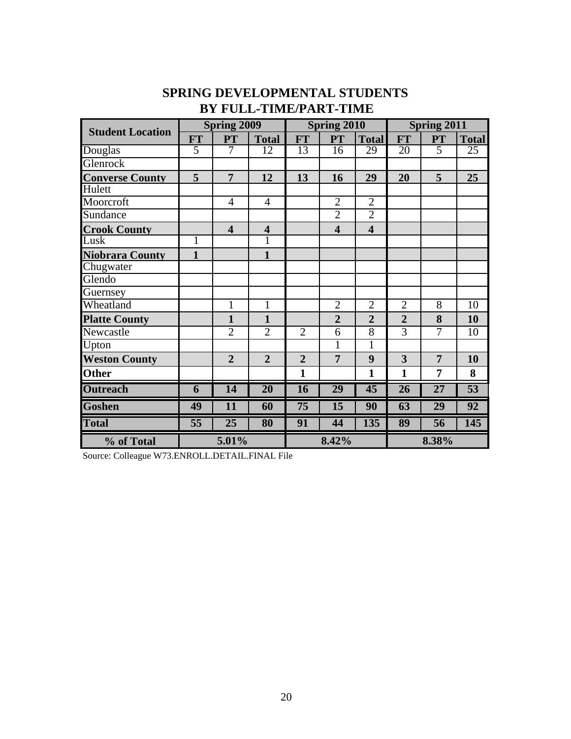## SPRING DEVELOPMENTAL STUDENTS BY FULL-TIME/PART-TIME

| Student Location | Spring 2009 | | | Spring 2010 | | | Spring 2011 | | |
|---|---|---|---|---|---|---|---|---|---|
| | FT | PT | Total | FT | PT | Total | FT | PT | Total |
| Douglas | 5 | 7 | 12 | 13 | 16 | 29 | 20 | 5 | 25 |
| Glenrock | | | | | | | | | |
| **Converse County** | **5** | **7** | **12** | **13** | **16** | **29** | **20** | **5** | **25** |
| Hulett | | | | | | | | | |
| Moorcroft | | 4 | 4 | | 2 | 2 | | | |
| Sundance | | | | | 2 | 2 | | | |
| **Crook County** | | **4** | **4** | | **4** | **4** | | | |
| Lusk | 1 | | 1 | | | | | | |
| **Niobrara County** | **1** | | **1** | | | | | | |
| Chugwater | | | | | | | | | |
| Glendo | | | | | | | | | |
| Guernsey | | | | | | | | | |
| Wheatland | | 1 | 1 | | 2 | 2 | 2 | 8 | 10 |
| **Platte County** | | **1** | **1** | | **2** | **2** | **2** | **8** | **10** |
| Newcastle | | 2 | 2 | 2 | 6 | 8 | 3 | 7 | 10 |
| Upton | | | | | 1 | 1 | | | |
| **Weston County** | | **2** | **2** | **2** | **7** | **9** | **3** | **7** | **10** |
| **Other** | | | | **1** | | **1** | **1** | **7** | **8** |
| **Outreach** | **6** | **14** | **20** | **16** | **29** | **45** | **26** | **27** | **53** |
| **Goshen** | **49** | **11** | **60** | **75** | **15** | **90** | **63** | **29** | **92** |
| **Total** | **55** | **25** | **80** | **91** | **44** | **135** | **89** | **56** | **145** |
| **% of Total** | **5.01%** | | | **8.42%** | | | **8.38%** | | |

Source: Colleague W73.ENROLL.DETAIL.FINAL File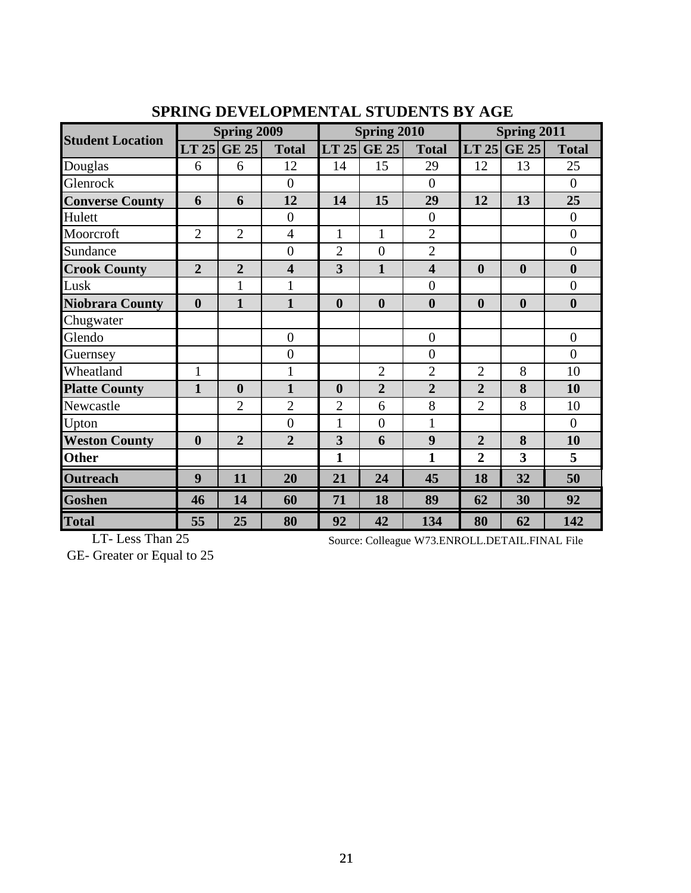## SPRING DEVELOPMENTAL STUDENTS BY AGE

| Student Location | Spring 2009 | | | Spring 2010 | | | Spring 2011 | | |
|---|---|---|---|---|---|---|---|---|---|
| | LT 25 | GE 25 | Total | LT 25 | GE 25 | Total | LT 25 | GE 25 | Total |
| Douglas | 6 | 6 | 12 | 14 | 15 | 29 | 12 | 13 | 25 |
| Glenrock | | | 0 | | | 0 | | | 0 |
| **Converse County** | **6** | **6** | **12** | **14** | **15** | **29** | **12** | **13** | **25** |
| Hulett | | | 0 | | | 0 | | | 0 |
| Moorcroft | 2 | 2 | 4 | 1 | 1 | 2 | | | 0 |
| Sundance | | | 0 | 2 | 0 | 2 | | | 0 |
| **Crook County** | **2** | **2** | **4** | **3** | **1** | **4** | **0** | **0** | **0** |
| Lusk | | 1 | 1 | | | 0 | | | 0 |
| **Niobrara County** | **0** | **1** | **1** | **0** | **0** | **0** | **0** | **0** | **0** |
| Chugwater | | | | | | | | | |
| Glendo | | | 0 | | | 0 | | | 0 |
| Guernsey | | | 0 | | | 0 | | | 0 |
| Wheatland | 1 | | 1 | | 2 | 2 | 2 | 8 | 10 |
| **Platte County** | **1** | **0** | **1** | **0** | **2** | **2** | **2** | **8** | **10** |
| Newcastle | | 2 | 2 | 2 | 6 | 8 | 2 | 8 | 10 |
| Upton | | | 0 | 1 | 0 | 1 | | | 0 |
| **Weston County** | **0** | **2** | **2** | **3** | **6** | **9** | **2** | **8** | **10** |
| **Other** | | | | **1** | | **1** | **2** | **3** | **5** |
| **Outreach** | **9** | **11** | **20** | **21** | **24** | **45** | **18** | **32** | **50** |
| **Goshen** | **46** | **14** | **60** | **71** | **18** | **89** | **62** | **30** | **92** |
| **Total** | **55** | **25** | **80** | **92** | **42** | **134** | **80** | **62** | **142** |

LT- Less Than 25
GE- Greater or Equal to 25

Source: Colleague W73.ENROLL.DETAIL.FINAL File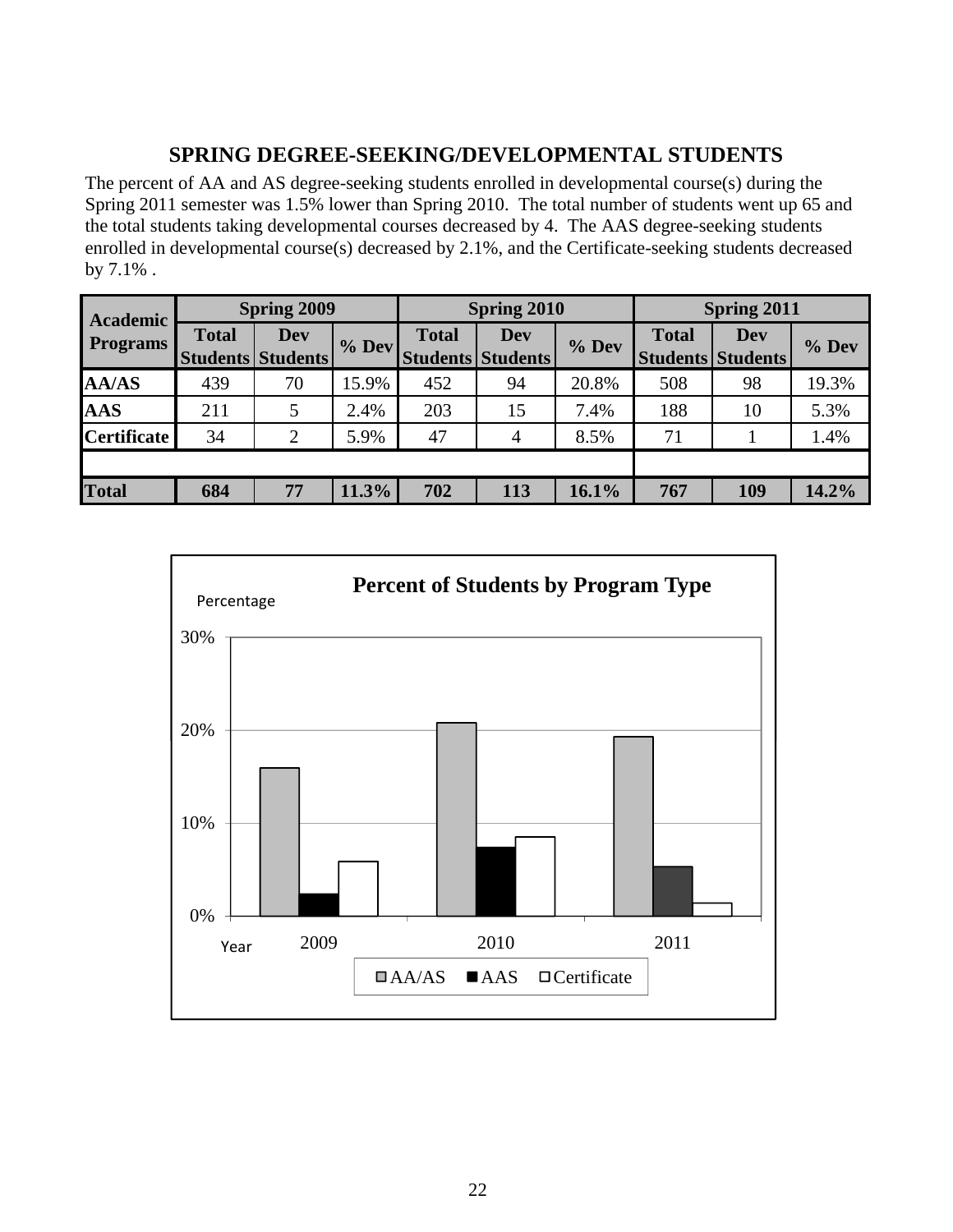## SPRING DEGREE-SEEKING/DEVELOPMENTAL STUDENTS

The percent of AA and AS degree-seeking students enrolled in developmental course(s) during the Spring 2011 semester was 1.5% lower than Spring 2010. The total number of students went up 65 and the total students taking developmental courses decreased by 4. The AAS degree-seeking students enrolled in developmental course(s) decreased by 2.1%, and the Certificate-seeking students decreased by 7.1% .

| Academic Programs | Spring 2009 | | | Spring 2010 | | | Spring 2011 | | |
|---|---|---|---|---|---|---|---|---|---|
| | Total Students | Dev Students | % Dev | Total Students | Dev Students | % Dev | Total Students | Dev Students | % Dev |
| **AA/AS** | 439 | 70 | 15.9% | 452 | 94 | 20.8% | 508 | 98 | 19.3% |
| **AAS** | 211 | 5 | 2.4% | 203 | 15 | 7.4% | 188 | 10 | 5.3% |
| **Certificate** | 34 | 2 | 5.9% | 47 | 4 | 8.5% | 71 | 1 | 1.4% |
| | | | | | | | | | |
| **Total** | **684** | **77** | **11.3%** | **702** | **113** | **16.1%** | **767** | **109** | **14.2%** |

**Percent of Students by Program Type**

Percentage

30%

20%

10%

0%

Year 2009 2010 2011

AA/AS AAS Certificate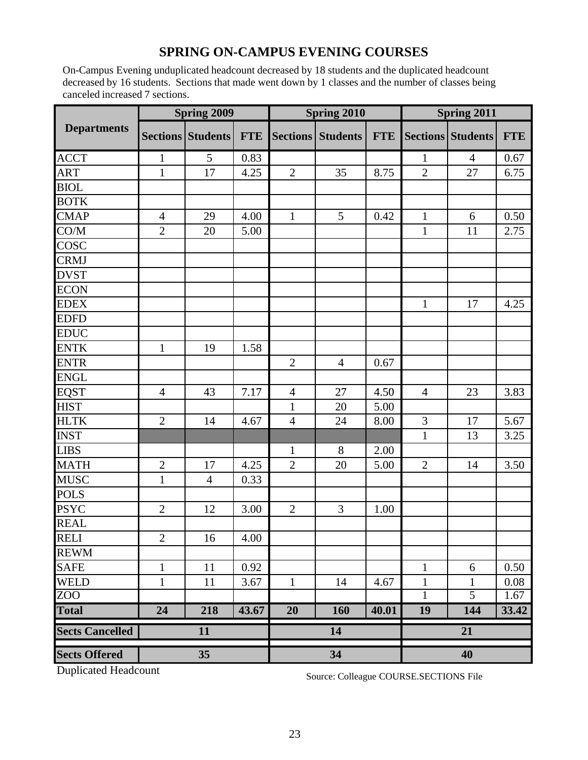# SPRING ON-CAMPUS EVENING COURSES

On-Campus Evening unduplicated headcount decreased by 18 students and the duplicated headcount decreased by 16 students. Sections that made went down by 1 classes and the number of classes being canceled increased 7 sections.

| Departments | Spring 2009 | | | Spring 2010 | | | Spring 2011 | | |
|---|---|---|---|---|---|---|---|---|---|
| | Sections | Students | FTE | Sections | Students | FTE | Sections | Students | FTE |
| ACCT | 1 | 5 | 0.83 | | | | 1 | 4 | 0.67 |
| ART | 1 | 17 | 4.25 | 2 | 35 | 8.75 | 2 | 27 | 6.75 |
| BIOL | | | | | | | | | |
| BOTK | | | | | | | | | |
| CMAP | 4 | 29 | 4.00 | 1 | 5 | 0.42 | 1 | 6 | 0.50 |
| CO/M | 2 | 20 | 5.00 | | | | 1 | 11 | 2.75 |
| COSC | | | | | | | | | |
| CRMJ | | | | | | | | | |
| DVST | | | | | | | | | |
| ECON | | | | | | | | | |
| EDEX | | | | | | | 1 | 17 | 4.25 |
| EDFD | | | | | | | | | |
| EDUC | | | | | | | | | |
| ENTK | 1 | 19 | 1.58 | | | | | | |
| ENTR | | | | 2 | 4 | 0.67 | | | |
| ENGL | | | | | | | | | |
| EQST | 4 | 43 | 7.17 | 4 | 27 | 4.50 | 4 | 23 | 3.83 |
| HIST | | | | 1 | 20 | 5.00 | | | |
| HLTK | 2 | 14 | 4.67 | 4 | 24 | 8.00 | 3 | 17 | 5.67 |
| INST | | | | | | | 1 | 13 | 3.25 |
| LIBS | | | | 1 | 8 | 2.00 | | | |
| MATH | 2 | 17 | 4.25 | 2 | 20 | 5.00 | 2 | 14 | 3.50 |
| MUSC | 1 | 4 | 0.33 | | | | | | |
| POLS | | | | | | | | | |
| PSYC | 2 | 12 | 3.00 | 2 | 3 | 1.00 | | | |
| REAL | | | | | | | | | |
| RELI | 2 | 16 | 4.00 | | | | | | |
| REWM | | | | | | | | | |
| SAFE | 1 | 11 | 0.92 | | | | 1 | 6 | 0.50 |
| WELD | 1 | 11 | 3.67 | 1 | 14 | 4.67 | 1 | 1 | 0.08 |
| ZOO | | | | | | | 1 | 5 | 1.67 |
| **Total** | **24** | **218** | **43.67** | **20** | **160** | **40.01** | **19** | **144** | **33.42** |
| **Sects Cancelled** | | **11** | | | **14** | | | **21** | |
| **Sects Offered** | | **35** | | | **34** | | | **40** | |

Duplicated Headcount

Source: Colleague COURSE.SECTIONS File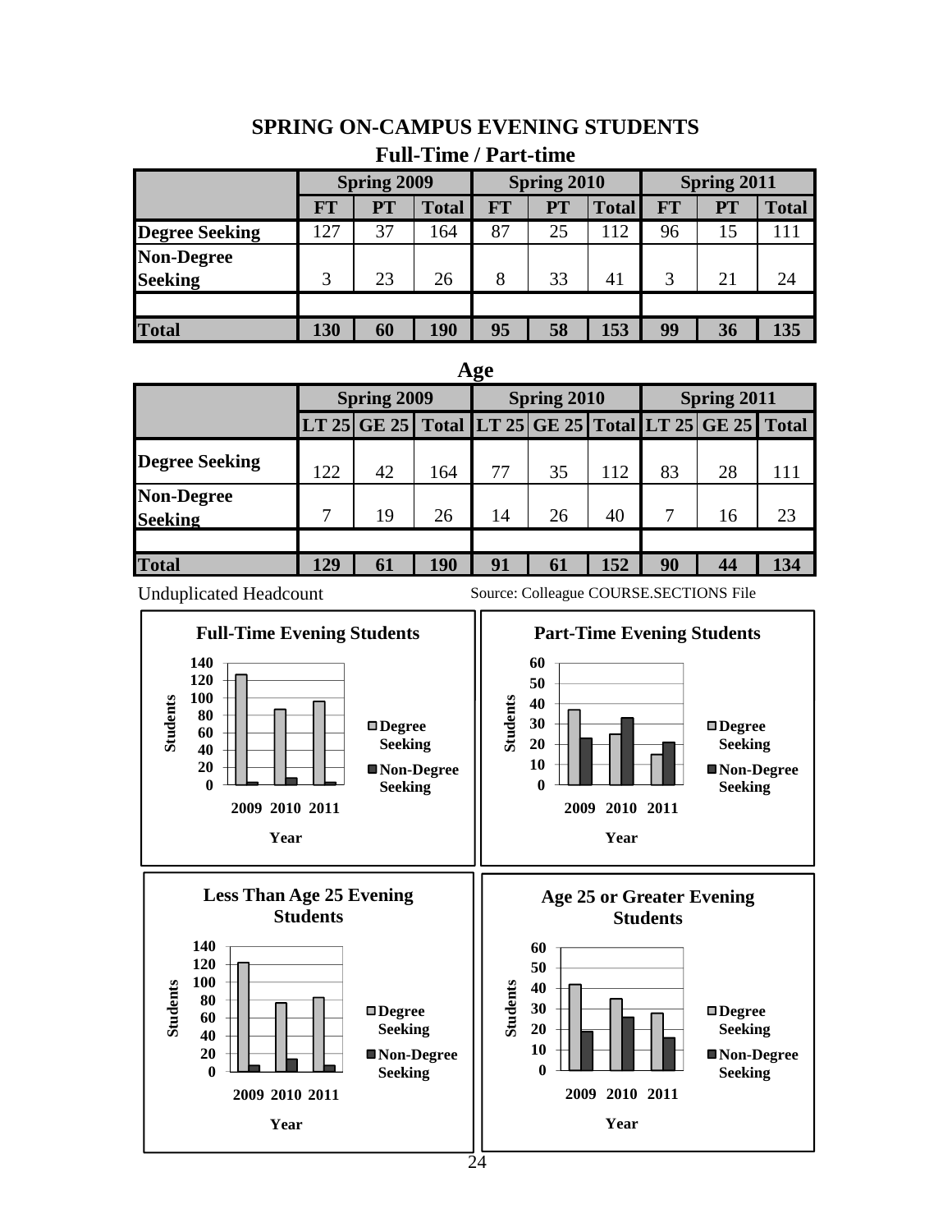# SPRING ON-CAMPUS EVENING STUDENTS

## Full-Time / Part-time

| | Spring 2009 | | | Spring 2010 | | | Spring 2011 | | |
|---|---|---|---|---|---|---|---|---|---|
| | **FT** | **PT** | **Total** | **FT** | **PT** | **Total** | **FT** | **PT** | **Total** |
| **Degree Seeking** | 127 | 37 | 164 | 87 | 25 | 112 | 96 | 15 | 111 |
| **Non-Degree Seeking** | 3 | 23 | 26 | 8 | 33 | 41 | 3 | 21 | 24 |
| | | | | | | | | | |
| **Total** | **130** | **60** | **190** | **95** | **58** | **153** | **99** | **36** | **135** |

## Age

| | Spring 2009 | | | Spring 2010 | | | Spring 2011 | | |
|---|---|---|---|---|---|---|---|---|---|
| | **LT 25** | **GE 25** | **Total** | **LT 25** | **GE 25** | **Total** | **LT 25** | **GE 25** | **Total** |
| **Degree Seeking** | 122 | 42 | 164 | 77 | 35 | 112 | 83 | 28 | 111 |
| **Non-Degree Seeking** | 7 | 19 | 26 | 14 | 26 | 40 | 7 | 16 | 23 |
| | | | | | | | | | |
| **Total** | **129** | **61** | **190** | **91** | **61** | **152** | **90** | **44** | **134** |

Unduplicated Headcount

Source: Colleague COURSE.SECTIONS File

**Full-Time Evening Students**

**Part-Time Evening Students**

**Less Than Age 25 Evening Students**

**Age 25 or Greater Evening Students**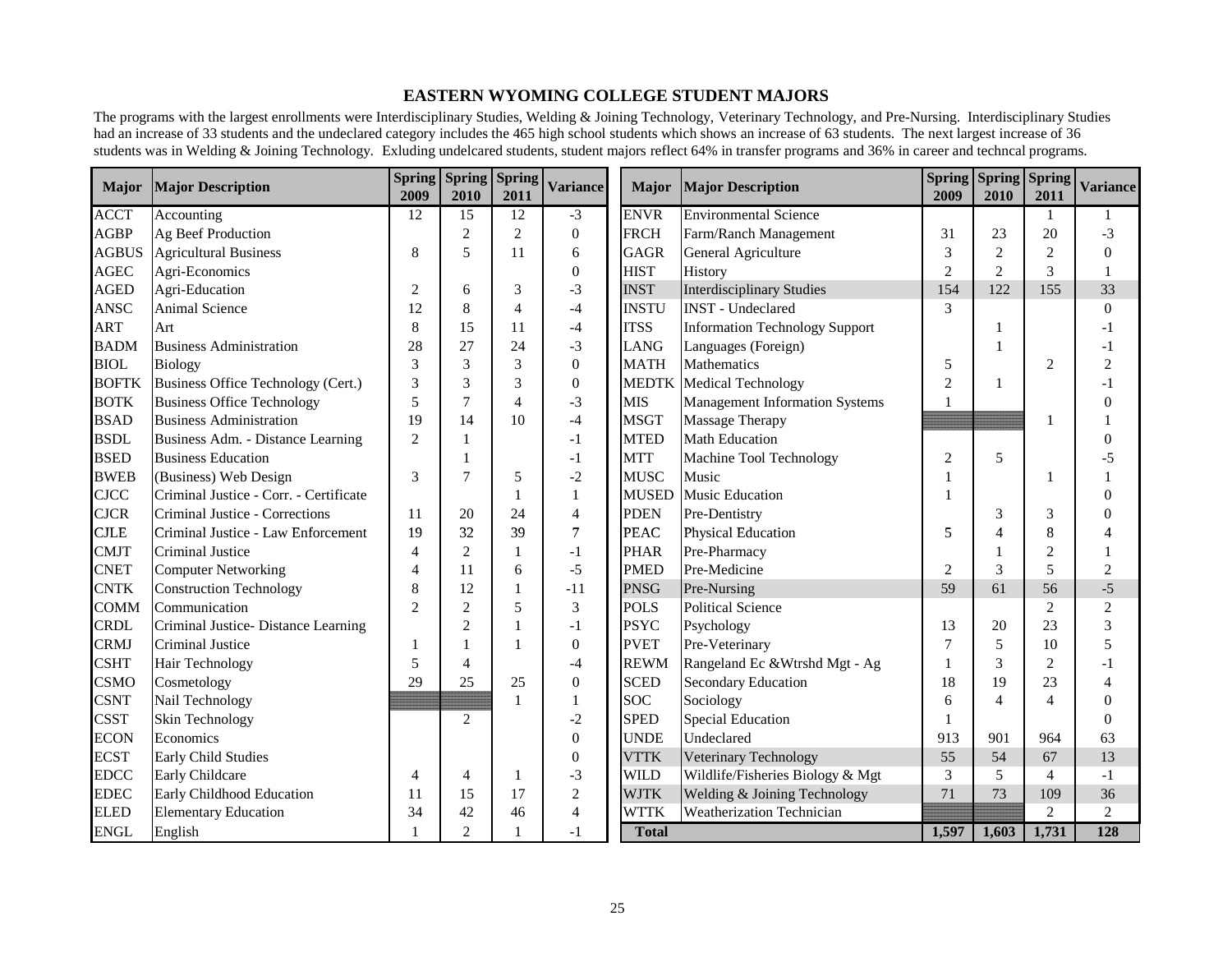# EASTERN WYOMING COLLEGE STUDENT MAJORS

The programs with the largest enrollments were Interdisciplinary Studies, Welding & Joining Technology, Veterinary Technology, and Pre-Nursing. Interdisciplinary Studies had an increase of 33 students and the undeclared category includes the 465 high school students which shows an increase of 63 students. The next largest increase of 36 students was in Welding & Joining Technology. Exluding undelcared students, student majors reflect 64% in transfer programs and 36% in career and techncal programs.

| Major | Major Description | Spring 2009 | Spring 2010 | Spring 2011 | Variance |
|---|---|---|---|---|---|
| ACCT | Accounting | 12 | 15 | 12 | -3 |
| AGBP | Ag Beef Production | | 2 | 2 | 0 |
| AGBUS | Agricultural Business | 8 | 5 | 11 | 6 |
| AGEC | Agri-Economics | | | | 0 |
| AGED | Agri-Education | 2 | 6 | 3 | -3 |
| ANSC | Animal Science | 12 | 8 | 4 | -4 |
| ART | Art | 8 | 15 | 11 | -4 |
| BADM | Business Administration | 28 | 27 | 24 | -3 |
| BIOL | Biology | 3 | 3 | 3 | 0 |
| BOFTK | Business Office Technology (Cert.) | 3 | 3 | 3 | 0 |
| BOTK | Business Office Technology | 5 | 7 | 4 | -3 |
| BSAD | Business Administration | 19 | 14 | 10 | -4 |
| BSDL | Business Adm. - Distance Learning | 2 | 1 | | -1 |
| BSED | Business Education | | 1 | | -1 |
| BWEB | (Business) Web Design | 3 | 7 | 5 | -2 |
| CJCC | Criminal Justice - Corr. - Certificate | | | 1 | 1 |
| CJCR | Criminal Justice - Corrections | 11 | 20 | 24 | 4 |
| CJLE | Criminal Justice - Law Enforcement | 19 | 32 | 39 | 7 |
| CMJT | Criminal Justice | 4 | 2 | 1 | -1 |
| CNET | Computer Networking | 4 | 11 | 6 | -5 |
| CNTK | Construction Technology | 8 | 12 | 1 | -11 |
| COMM | Communication | 2 | 2 | 5 | 3 |
| CRDL | Criminal Justice- Distance Learning | | 2 | 1 | -1 |
| CRMJ | Criminal Justice | 1 | 1 | 1 | 0 |
| CSHT | Hair Technology | 5 | 4 | | -4 |
| CSMO | Cosmetology | 29 | 25 | 25 | 0 |
| CSNT | Nail Technology | | | 1 | 1 |
| CSST | Skin Technology | | 2 | | -2 |
| ECON | Economics | | | | 0 |
| ECST | Early Child Studies | | | | 0 |
| EDCC | Early Childcare | 4 | 4 | 1 | -3 |
| EDEC | Early Childhood Education | 11 | 15 | 17 | 2 |
| ELED | Elementary Education | 34 | 42 | 46 | 4 |
| ENGL | English | 1 | 2 | 1 | -1 |
| ENVR | Environmental Science | | | 1 | 1 |
| FRCH | Farm/Ranch Management | 31 | 23 | 20 | -3 |
| GAGR | General Agriculture | 3 | 2 | 2 | 0 |
| HIST | History | 2 | 2 | 3 | 1 |
| INST | Interdisciplinary Studies | 154 | 122 | 155 | 33 |
| INSTU | INST - Undeclared | 3 | | | 0 |
| ITSS | Information Technology Support | | 1 | | -1 |
| LANG | Languages (Foreign) | | 1 | | -1 |
| MATH | Mathematics | 5 | | 2 | 2 |
| MEDTK | Medical Technology | 2 | 1 | | -1 |
| MIS | Management Information Systems | 1 | | | 0 |
| MSGT | Massage Therapy | | | 1 | 1 |
| MTED | Math Education | | | | 0 |
| MTT | Machine Tool Technology | 2 | 5 | | -5 |
| MUSC | Music | 1 | | 1 | 1 |
| MUSED | Music Education | 1 | | | 0 |
| PDEN | Pre-Dentistry | | 3 | 3 | 0 |
| PEAC | Physical Education | 5 | 4 | 8 | 4 |
| PHAR | Pre-Pharmacy | | 1 | 2 | 1 |
| PMED | Pre-Medicine | 2 | 3 | 5 | 2 |
| PNSG | Pre-Nursing | 59 | 61 | 56 | -5 |
| POLS | Political Science | | | 2 | 2 |
| PSYC | Psychology | 13 | 20 | 23 | 3 |
| PVET | Pre-Veterinary | 7 | 5 | 10 | 5 |
| REWM | Rangeland Ec &Wtrshd Mgt - Ag | 1 | 3 | 2 | -1 |
| SCED | Secondary Education | 18 | 19 | 23 | 4 |
| SOC | Sociology | 6 | 4 | 4 | 0 |
| SPED | Special Education | 1 | | | 0 |
| UNDE | Undeclared | 913 | 901 | 964 | 63 |
| VTTK | Veterinary Technology | 55 | 54 | 67 | 13 |
| WILD | Wildlife/Fisheries Biology & Mgt | 3 | 5 | 4 | -1 |
| WJTK | Welding & Joining Technology | 71 | 73 | 109 | 36 |
| WTTK | Weatherization Technician | | | 2 | 2 |
| **Total** | | **1,597** | **1,603** | **1,731** | **128** |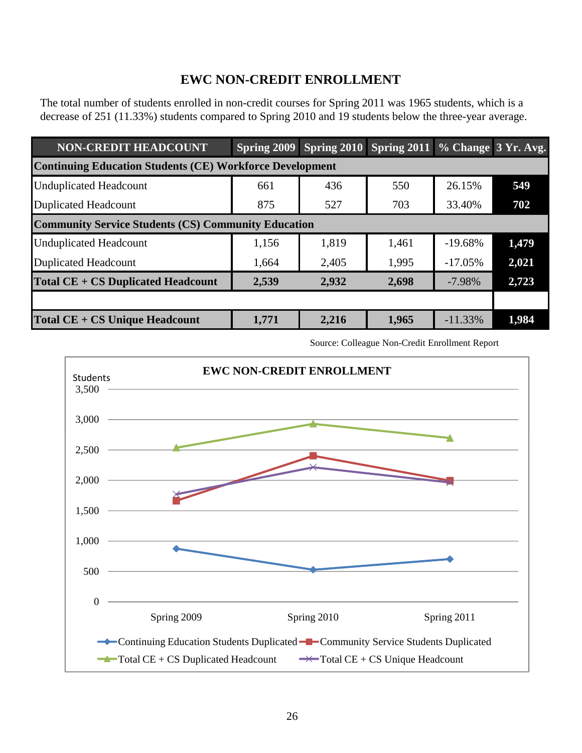# EWC NON-CREDIT ENROLLMENT

The total number of students enrolled in non-credit courses for Spring 2011 was 1965 students, which is a decrease of 251 (11.33%) students compared to Spring 2010 and 19 students below the three-year average.

| NON-CREDIT HEADCOUNT | Spring 2009 | Spring 2010 | Spring 2011 | % Change | 3 Yr. Avg. |
|---|---|---|---|---|---|
| **Continuing Education Students (CE) Workforce Development** | | | | | |
| Unduplicated Headcount | 661 | 436 | 550 | 26.15% | **549** |
| Duplicated Headcount | 875 | 527 | 703 | 33.40% | **702** |
| **Community Service Students (CS) Community Education** | | | | | |
| Unduplicated Headcount | 1,156 | 1,819 | 1,461 | -19.68% | **1,479** |
| Duplicated Headcount | 1,664 | 2,405 | 1,995 | -17.05% | **2,021** |
| **Total CE + CS Duplicated Headcount** | **2,539** | **2,932** | **2,698** | -7.98% | **2,723** |
| | | | | | |
| **Total CE + CS Unique Headcount** | **1,771** | **2,216** | **1,965** | -11.33% | **1,984** |

Source: Colleague Non-Credit Enrollment Report

**EWC NON-CREDIT ENROLLMENT**

| Series | Spring 2009 | Spring 2010 | Spring 2011 |
|---|---|---|---|
| Continuing Education Students Duplicated | 875 | 527 | 703 |
| Community Service Students Duplicated | 1,664 | 2,405 | 1,995 |
| Total CE + CS Duplicated Headcount | 2,539 | 2,932 | 2,698 |
| Total CE + CS Unique Headcount | 1,771 | 2,216 | 1,965 |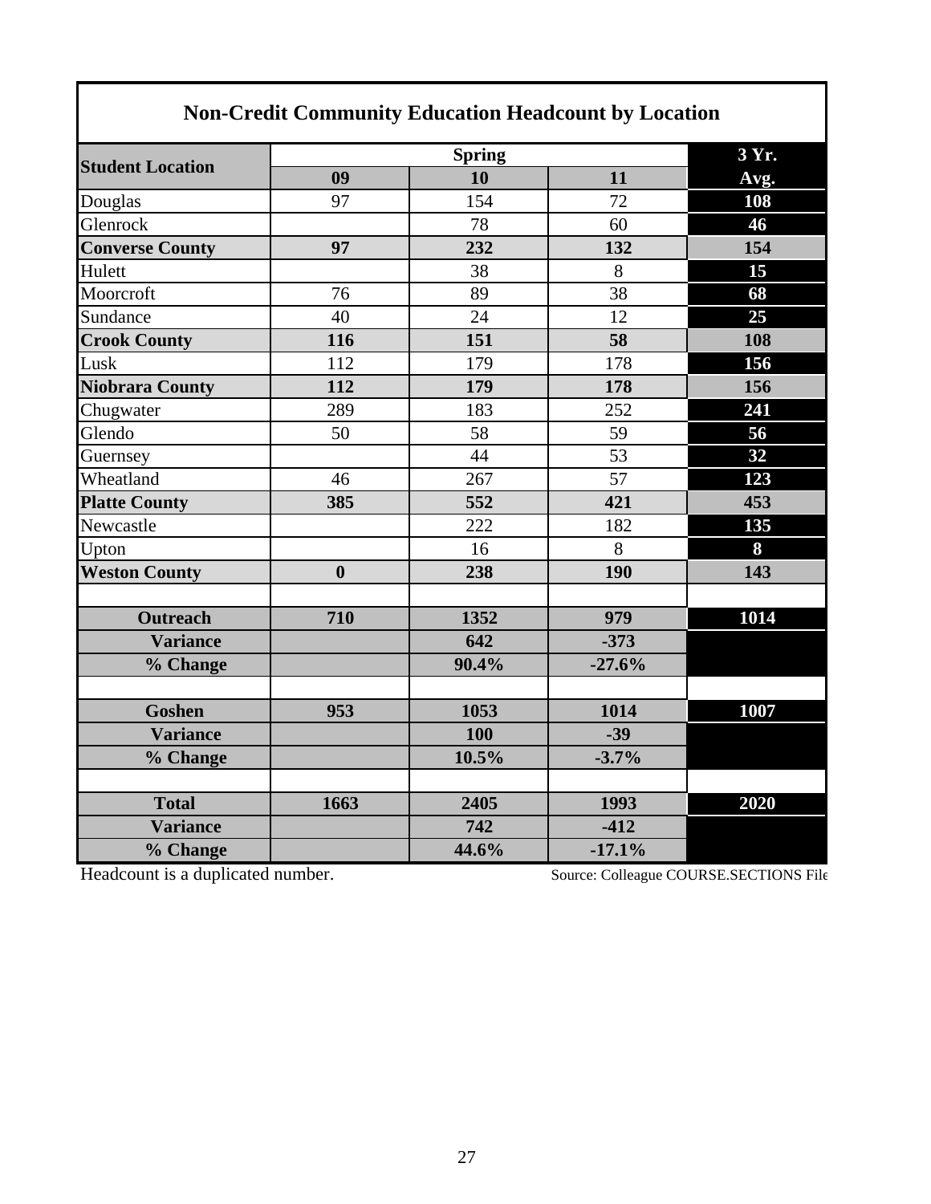## Non-Credit Community Education Headcount by Location

| Student Location | Spring | | | 3 Yr. |
|---|---|---|---|---|
| | 09 | 10 | 11 | Avg. |
| Douglas | 97 | 154 | 72 | **108** |
| Glenrock | | 78 | 60 | **46** |
| **Converse County** | **97** | **232** | **132** | **154** |
| Hulett | | 38 | 8 | **15** |
| Moorcroft | 76 | 89 | 38 | **68** |
| Sundance | 40 | 24 | 12 | **25** |
| **Crook County** | **116** | **151** | **58** | **108** |
| Lusk | 112 | 179 | 178 | **156** |
| **Niobrara County** | **112** | **179** | **178** | **156** |
| Chugwater | 289 | 183 | 252 | **241** |
| Glendo | 50 | 58 | 59 | **56** |
| Guernsey | | 44 | 53 | **32** |
| Wheatland | 46 | 267 | 57 | **123** |
| **Platte County** | **385** | **552** | **421** | **453** |
| Newcastle | | 222 | 182 | **135** |
| Upton | | 16 | 8 | **8** |
| **Weston County** | **0** | **238** | **190** | **143** |
| | | | | |
| **Outreach** | **710** | **1352** | **979** | **1014** |
| **Variance** | | **642** | **-373** | |
| **% Change** | | **90.4%** | **-27.6%** | |
| | | | | |
| **Goshen** | **953** | **1053** | **1014** | **1007** |
| **Variance** | | **100** | **-39** | |
| **% Change** | | **10.5%** | **-3.7%** | |
| | | | | |
| **Total** | **1663** | **2405** | **1993** | **2020** |
| **Variance** | | **742** | **-412** | |
| **% Change** | | **44.6%** | **-17.1%** | |

Headcount is a duplicated number.

Source: Colleague COURSE.SECTIONS File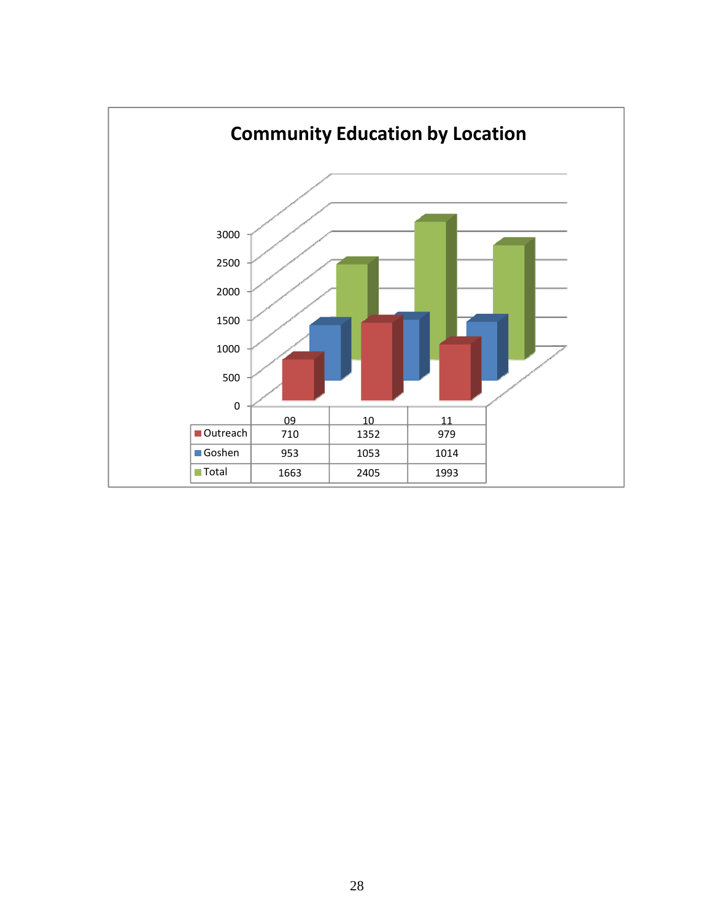## Community Education by Location

|  | 09 | 10 | 11 |
|---|---|---|---|
| Outreach | 710 | 1352 | 979 |
| Goshen | 953 | 1053 | 1014 |
| Total | 1663 | 2405 | 1993 |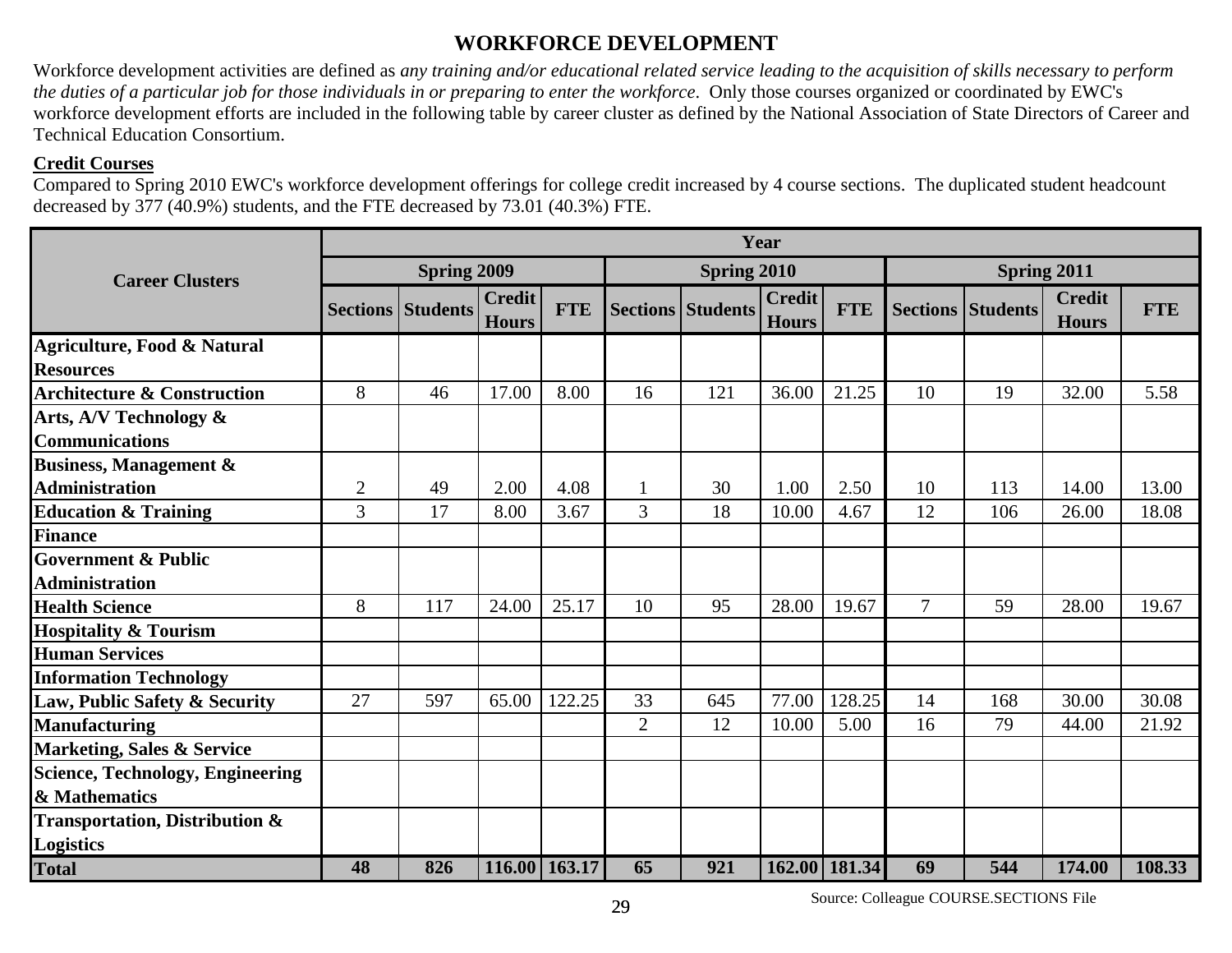## WORKFORCE DEVELOPMENT

Workforce development activities are defined as *any training and/or educational related service leading to the acquisition of skills necessary to perform the duties of a particular job for those individuals in or preparing to enter the workforce*. Only those courses organized or coordinated by EWC's workforce development efforts are included in the following table by career cluster as defined by the National Association of State Directors of Career and Technical Education Consortium.

**Credit Courses**

Compared to Spring 2010 EWC's workforce development offerings for college credit increased by 4 course sections. The duplicated student headcount decreased by 377 (40.9%) students, and the FTE decreased by 73.01 (40.3%) FTE.

| Career Clusters | Year | | | | | | | | | | | |
|---|---|---|---|---|---|---|---|---|---|---|---|---|
| | Spring 2009 | | | | Spring 2010 | | | | Spring 2011 | | | |
| | Sections | Students | Credit Hours | FTE | Sections | Students | Credit Hours | FTE | Sections | Students | Credit Hours | FTE |
| Agriculture, Food & Natural Resources | | | | | | | | | | | | |
| Architecture & Construction | 8 | 46 | 17.00 | 8.00 | 16 | 121 | 36.00 | 21.25 | 10 | 19 | 32.00 | 5.58 |
| Arts, A/V Technology & Communications | | | | | | | | | | | | |
| Business, Management & Administration | 2 | 49 | 2.00 | 4.08 | 1 | 30 | 1.00 | 2.50 | 10 | 113 | 14.00 | 13.00 |
| Education & Training | 3 | 17 | 8.00 | 3.67 | 3 | 18 | 10.00 | 4.67 | 12 | 106 | 26.00 | 18.08 |
| Finance | | | | | | | | | | | | |
| Government & Public Administration | | | | | | | | | | | | |
| Health Science | 8 | 117 | 24.00 | 25.17 | 10 | 95 | 28.00 | 19.67 | 7 | 59 | 28.00 | 19.67 |
| Hospitality & Tourism | | | | | | | | | | | | |
| Human Services | | | | | | | | | | | | |
| Information Technology | | | | | | | | | | | | |
| Law, Public Safety & Security | 27 | 597 | 65.00 | 122.25 | 33 | 645 | 77.00 | 128.25 | 14 | 168 | 30.00 | 30.08 |
| Manufacturing | | | | | 2 | 12 | 10.00 | 5.00 | 16 | 79 | 44.00 | 21.92 |
| Marketing, Sales & Service | | | | | | | | | | | | |
| Science, Technology, Engineering & Mathematics | | | | | | | | | | | | |
| Transportation, Distribution & Logistics | | | | | | | | | | | | |
| **Total** | **48** | **826** | **116.00** | **163.17** | **65** | **921** | **162.00** | **181.34** | **69** | **544** | **174.00** | **108.33** |

Source: Colleague COURSE.SECTIONS File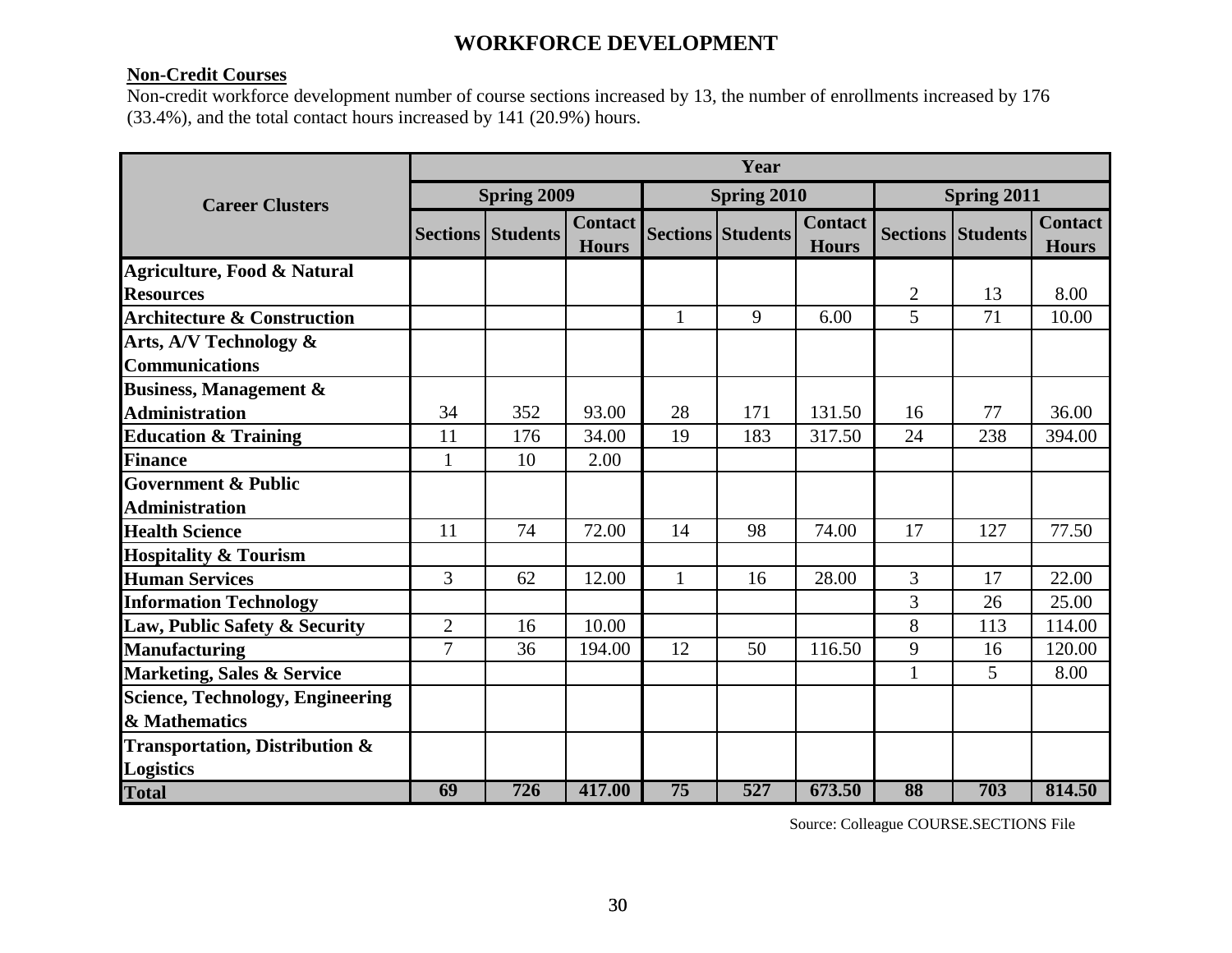# WORKFORCE DEVELOPMENT

**Non-Credit Courses**

Non-credit workforce development number of course sections increased by 13, the number of enrollments increased by 176 (33.4%), and the total contact hours increased by 141 (20.9%) hours.

| Career Clusters | Year | | | | | | | | |
|---|---|---|---|---|---|---|---|---|---|
| | Spring 2009 | | | Spring 2010 | | | Spring 2011 | | |
| | Sections | Students | Contact Hours | Sections | Students | Contact Hours | Sections | Students | Contact Hours |
| **Agriculture, Food & Natural Resources** | | | | | | | 2 | 13 | 8.00 |
| **Architecture & Construction** | | | | 1 | 9 | 6.00 | 5 | 71 | 10.00 |
| **Arts, A/V Technology & Communications** | | | | | | | | | |
| **Business, Management & Administration** | 34 | 352 | 93.00 | 28 | 171 | 131.50 | 16 | 77 | 36.00 |
| **Education & Training** | 11 | 176 | 34.00 | 19 | 183 | 317.50 | 24 | 238 | 394.00 |
| **Finance** | 1 | 10 | 2.00 | | | | | | |
| **Government & Public Administration** | | | | | | | | | |
| **Health Science** | 11 | 74 | 72.00 | 14 | 98 | 74.00 | 17 | 127 | 77.50 |
| **Hospitality & Tourism** | | | | | | | | | |
| **Human Services** | 3 | 62 | 12.00 | 1 | 16 | 28.00 | 3 | 17 | 22.00 |
| **Information Technology** | | | | | | | 3 | 26 | 25.00 |
| **Law, Public Safety & Security** | 2 | 16 | 10.00 | | | | 8 | 113 | 114.00 |
| **Manufacturing** | 7 | 36 | 194.00 | 12 | 50 | 116.50 | 9 | 16 | 120.00 |
| **Marketing, Sales & Service** | | | | | | | 1 | 5 | 8.00 |
| **Science, Technology, Engineering & Mathematics** | | | | | | | | | |
| **Transportation, Distribution & Logistics** | | | | | | | | | |
| **Total** | **69** | **726** | **417.00** | **75** | **527** | **673.50** | **88** | **703** | **814.50** |

Source: Colleague COURSE.SECTIONS File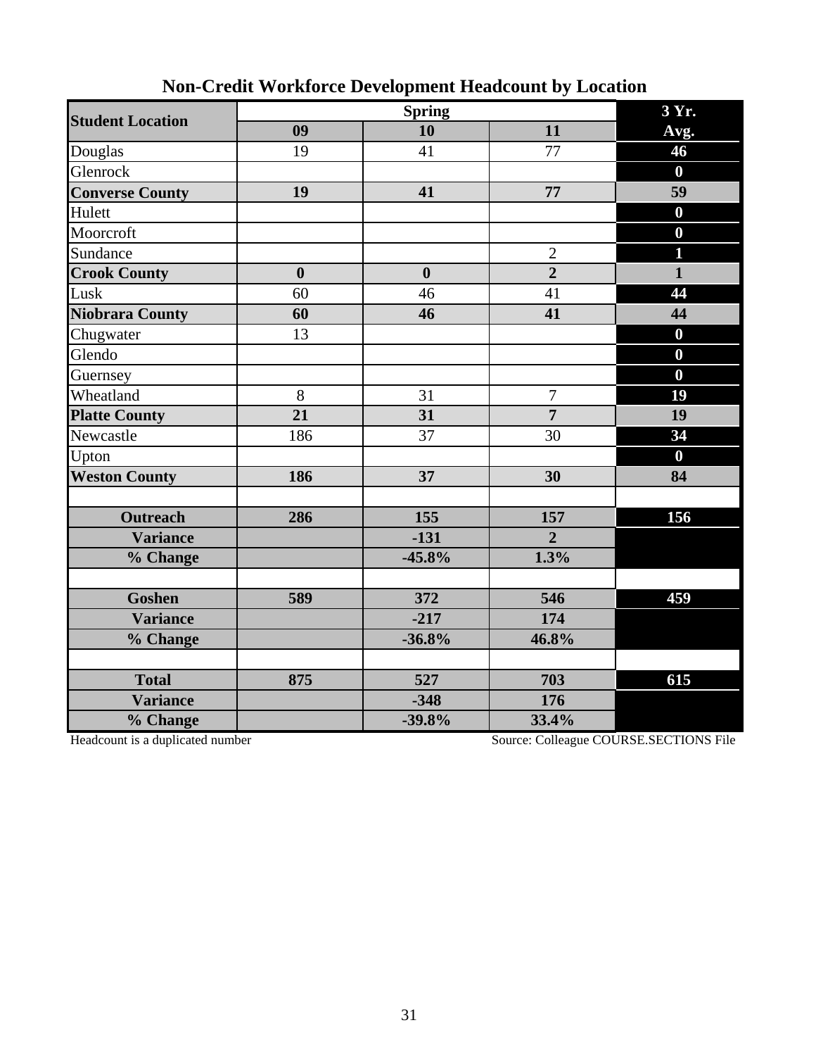## Non-Credit Workforce Development Headcount by Location

| Student Location | Spring | | | 3 Yr. |
|---|---|---|---|---|
| | 09 | 10 | 11 | Avg. |
| Douglas | 19 | 41 | 77 | **46** |
| Glenrock | | | | **0** |
| **Converse County** | **19** | **41** | **77** | **59** |
| Hulett | | | | **0** |
| Moorcroft | | | | **0** |
| Sundance | | | 2 | **1** |
| **Crook County** | **0** | **0** | **2** | **1** |
| Lusk | 60 | 46 | 41 | **44** |
| **Niobrara County** | **60** | **46** | **41** | **44** |
| Chugwater | 13 | | | **0** |
| Glendo | | | | **0** |
| Guernsey | | | | **0** |
| Wheatland | 8 | 31 | 7 | **19** |
| **Platte County** | **21** | **31** | **7** | **19** |
| Newcastle | 186 | 37 | 30 | **34** |
| Upton | | | | **0** |
| **Weston County** | **186** | **37** | **30** | **84** |
| | | | | |
| **Outreach** | **286** | **155** | **157** | **156** |
| **Variance** | | **-131** | **2** | |
| **% Change** | | **-45.8%** | **1.3%** | |
| | | | | |
| **Goshen** | **589** | **372** | **546** | **459** |
| **Variance** | | **-217** | **174** | |
| **% Change** | | **-36.8%** | **46.8%** | |
| | | | | |
| **Total** | **875** | **527** | **703** | **615** |
| **Variance** | | **-348** | **176** | |
| **% Change** | | **-39.8%** | **33.4%** | |

Headcount is a duplicated number

Source: Colleague COURSE.SECTIONS File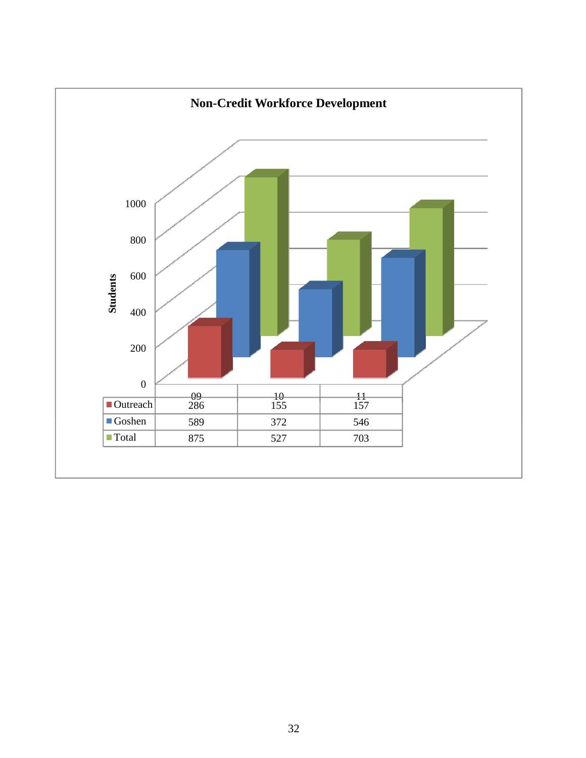**Non-Credit Workforce Development**

Students

1000

800

600

400

200

0

09

10

11

Outreach 286 155 157

Goshen 589 372 546

Total 875 527 703